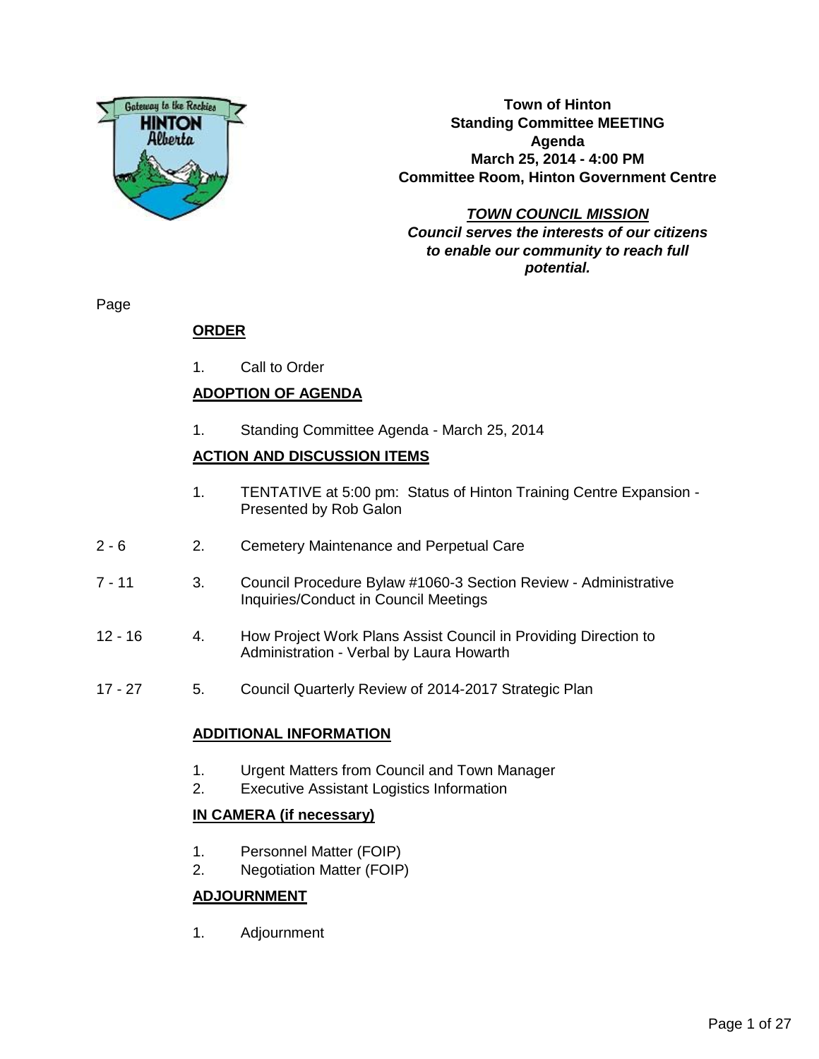**Town of Hinton**
**Standing Committee MEETING**
**Agenda**
**March 25, 2014 - 4:00 PM**
**Committee Room, Hinton Government Centre**

***TOWN COUNCIL MISSION***
***Council serves the interests of our citizens to enable our community to reach full potential.***

Page

## ORDER

1. Call to Order

## ADOPTION OF AGENDA

1. Standing Committee Agenda - March 25, 2014

## ACTION AND DISCUSSION ITEMS

| Page | | |
|---|---|---|
| | 1. | TENTATIVE at 5:00 pm: Status of Hinton Training Centre Expansion - Presented by Rob Galon |
| 2 - 6 | 2. | Cemetery Maintenance and Perpetual Care |
| 7 - 11 | 3. | Council Procedure Bylaw #1060-3 Section Review - Administrative Inquiries/Conduct in Council Meetings |
| 12 - 16 | 4. | How Project Work Plans Assist Council in Providing Direction to Administration - Verbal by Laura Howarth |
| 17 - 27 | 5. | Council Quarterly Review of 2014-2017 Strategic Plan |

## ADDITIONAL INFORMATION

1. Urgent Matters from Council and Town Manager
2. Executive Assistant Logistics Information

## IN CAMERA (if necessary)

1. Personnel Matter (FOIP)
2. Negotiation Matter (FOIP)

## ADJOURNMENT

1. Adjournment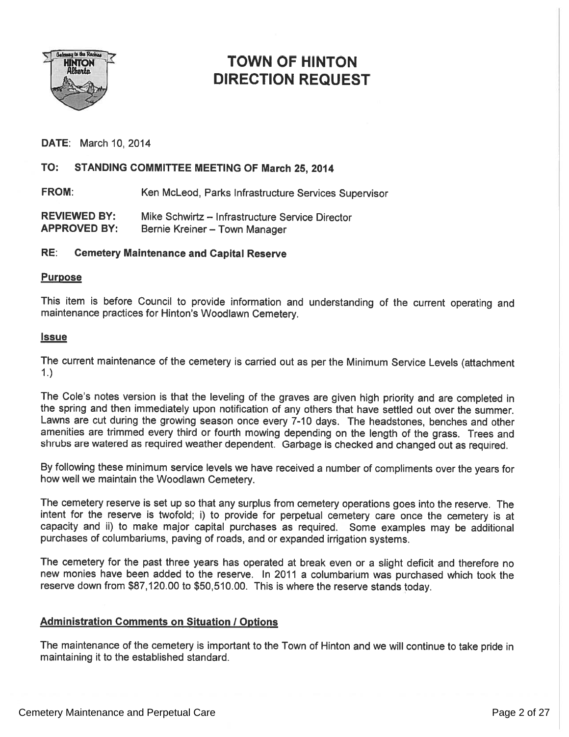# TOWN OF HINTON DIRECTION REQUEST

**DATE**: March 10, 2014

**TO: STANDING COMMITTEE MEETING OF March 25, 2014**

**FROM**: Ken McLeod, Parks Infrastructure Services Supervisor

**REVIEWED BY**: Mike Schwirtz – Infrastructure Service Director
**APPROVED BY**: Bernie Kreiner – Town Manager

**RE: Cemetery Maintenance and Capital Reserve**

## Purpose

This item is before Council to provide information and understanding of the current operating and maintenance practices for Hinton's Woodlawn Cemetery.

## Issue

The current maintenance of the cemetery is carried out as per the Minimum Service Levels (attachment 1.)

The Cole's notes version is that the leveling of the graves are given high priority and are completed in the spring and then immediately upon notification of any others that have settled out over the summer. Lawns are cut during the growing season once every 7-10 days. The headstones, benches and other amenities are trimmed every third or fourth mowing depending on the length of the grass. Trees and shrubs are watered as required weather dependent. Garbage is checked and changed out as required.

By following these minimum service levels we have received a number of compliments over the years for how well we maintain the Woodlawn Cemetery.

The cemetery reserve is set up so that any surplus from cemetery operations goes into the reserve. The intent for the reserve is twofold; i) to provide for perpetual cemetery care once the cemetery is at capacity and ii) to make major capital purchases as required. Some examples may be additional purchases of columbariums, paving of roads, and or expanded irrigation systems.

The cemetery for the past three years has operated at break even or a slight deficit and therefore no new monies have been added to the reserve. In 2011 a columbarium was purchased which took the reserve down from $87,120.00 to $50,510.00. This is where the reserve stands today.

## Administration Comments on Situation / Options

The maintenance of the cemetery is important to the Town of Hinton and we will continue to take pride in maintaining it to the established standard.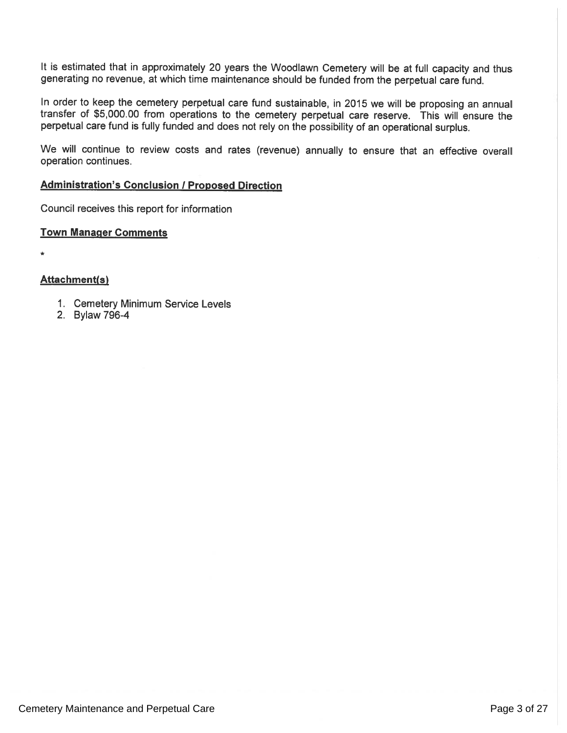It is estimated that in approximately 20 years the Woodlawn Cemetery will be at full capacity and thus generating no revenue, at which time maintenance should be funded from the perpetual care fund.

In order to keep the cemetery perpetual care fund sustainable, in 2015 we will be proposing an annual transfer of $5,000.00 from operations to the cemetery perpetual care reserve. This will ensure the perpetual care fund is fully funded and does not rely on the possibility of an operational surplus.

We will continue to review costs and rates (revenue) annually to ensure that an effective overall operation continues.

**Administration's Conclusion / Proposed Direction**

Council receives this report for information

**Town Manager Comments**

*

**Attachment(s)**

1. Cemetery Minimum Service Levels
2. Bylaw 796-4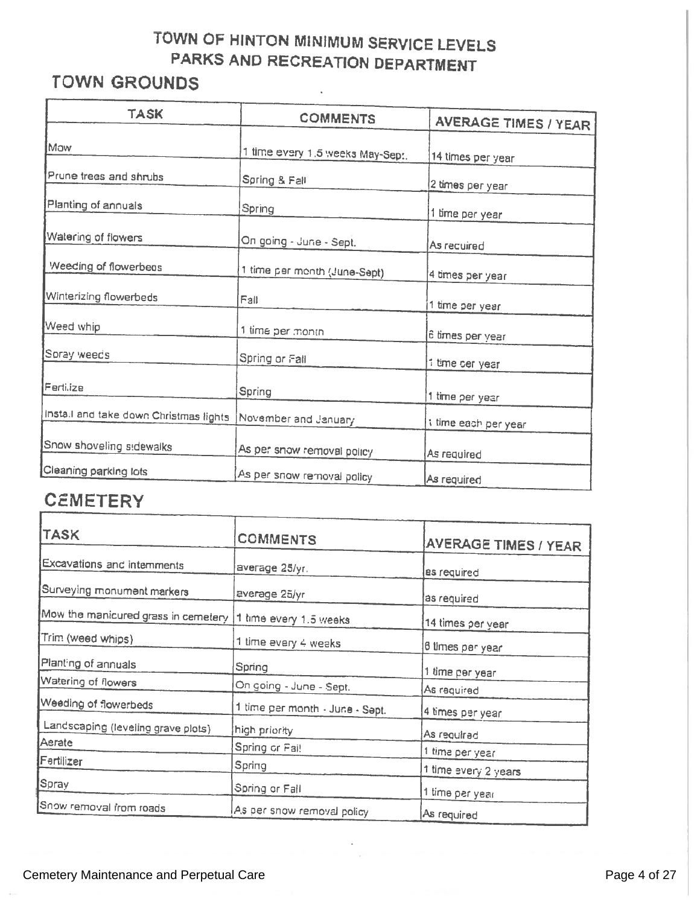# TOWN OF HINTON MINIMUM SERVICE LEVELS
# PARKS AND RECREATION DEPARTMENT

## TOWN GROUNDS

| TASK | COMMENTS | AVERAGE TIMES / YEAR |
| --- | --- | --- |
| Mow | 1 time every 1.5 weeks May-Sept. | 14 times per year |
| Prune trees and shrubs | Spring & Fall | 2 times per year |
| Planting of annuals | Spring | 1 time per year |
| Watering of flowers | On going - June - Sept. | As required |
| Weeding of flowerbeds | 1 time per month (June-Sept) | 4 times per year |
| Winterizing flowerbeds | Fall | 1 time per year |
| Weed whip | 1 time per month | 6 times per year |
| Spray weeds | Spring or Fall | 1 time per year |
| Fertilize | Spring | 1 time per year |
| Install and take down Christmas lights | November and January | 1 time each per year |
| Snow shoveling sidewalks | As per snow removal policy | As required |
| Cleaning parking lots | As per snow removal policy | As required |

## CEMETERY

| TASK | COMMENTS | AVERAGE TIMES / YEAR |
| --- | --- | --- |
| Excavations and interments | average 25/yr. | as required |
| Surveying monument markers | average 25/yr | as required |
| Mow the manicured grass in cemetery | 1 time every 1.5 weeks | 14 times per year |
| Trim (weed whips) | 1 time every 4 weeks | 6 times per year |
| Planting of annuals | Spring | 1 time per year |
| Watering of flowers | On going - June - Sept. | As required |
| Weeding of flowerbeds | 1 time per month - June - Sept. | 4 times per year |
| Landscaping (leveling grave plots) | high priority | As required |
| Aerate | Spring or Fall | 1 time per year |
| Fertilizer | Spring | 1 time every 2 years |
| Spray | Spring or Fall | 1 time per year |
| Snow removal from roads | As per snow removal policy | As required |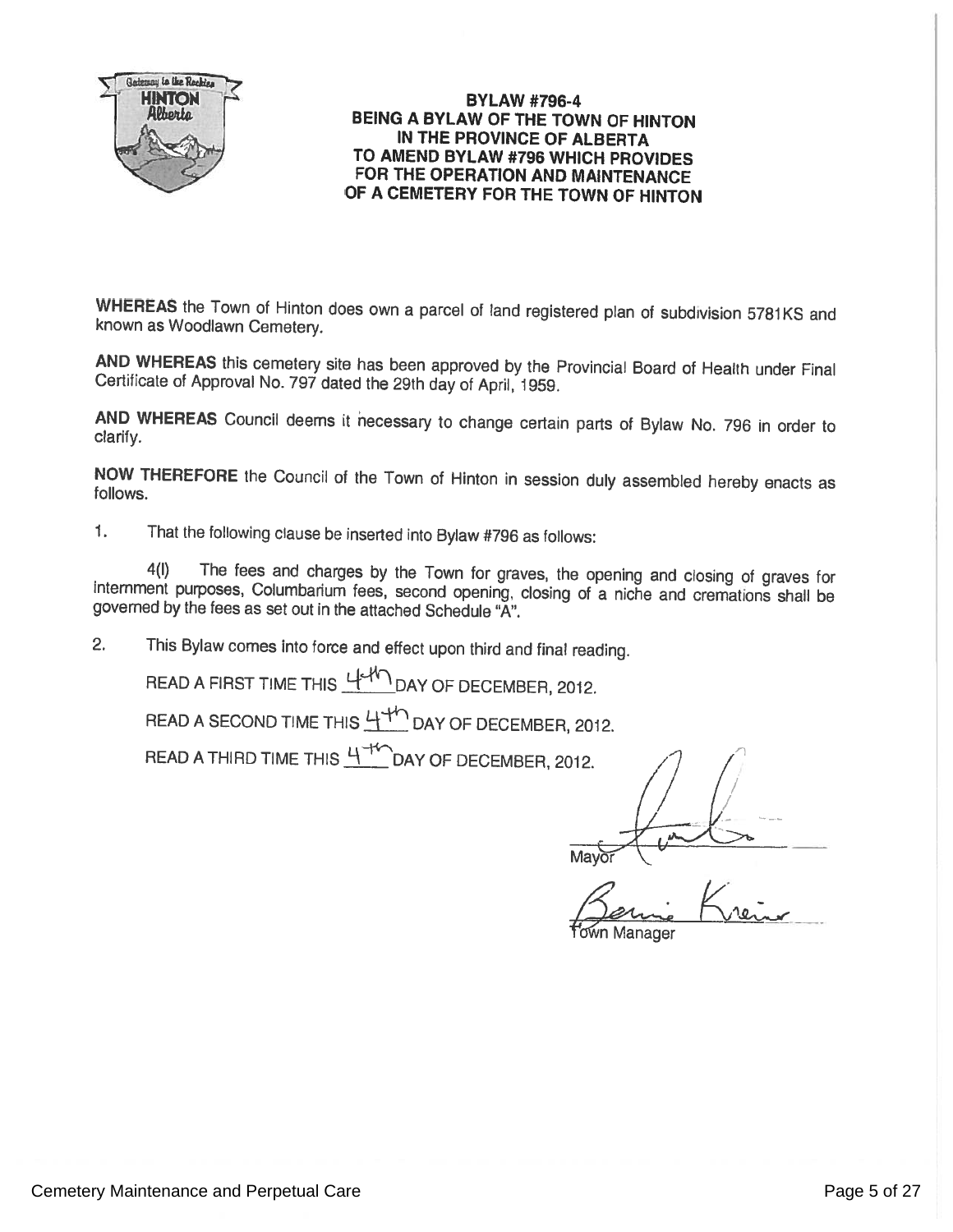# BYLAW #796-4
## BEING A BYLAW OF THE TOWN OF HINTON IN THE PROVINCE OF ALBERTA TO AMEND BYLAW #796 WHICH PROVIDES FOR THE OPERATION AND MAINTENANCE OF A CEMETERY FOR THE TOWN OF HINTON

**WHEREAS** the Town of Hinton does own a parcel of land registered plan of subdivision 5781KS and known as Woodlawn Cemetery.

**AND WHEREAS** this cemetery site has been approved by the Provincial Board of Health under Final Certificate of Approval No. 797 dated the 29th day of April, 1959.

**AND WHEREAS** Council deems it necessary to change certain parts of Bylaw No. 796 in order to clarify.

**NOW THEREFORE** the Council of the Town of Hinton in session duly assembled hereby enacts as follows.

1. That the following clause be inserted into Bylaw #796 as follows:

   4(l) The fees and charges by the Town for graves, the opening and closing of graves for internment purposes, Columbarium fees, second opening, closing of a niche and cremations shall be governed by the fees as set out in the attached Schedule "A".

2. This Bylaw comes into force and effect upon third and final reading.

READ A FIRST TIME THIS 4th DAY OF DECEMBER, 2012.

READ A SECOND TIME THIS 4th DAY OF DECEMBER, 2012.

READ A THIRD TIME THIS 4th DAY OF DECEMBER, 2012.

Mayor

Town Manager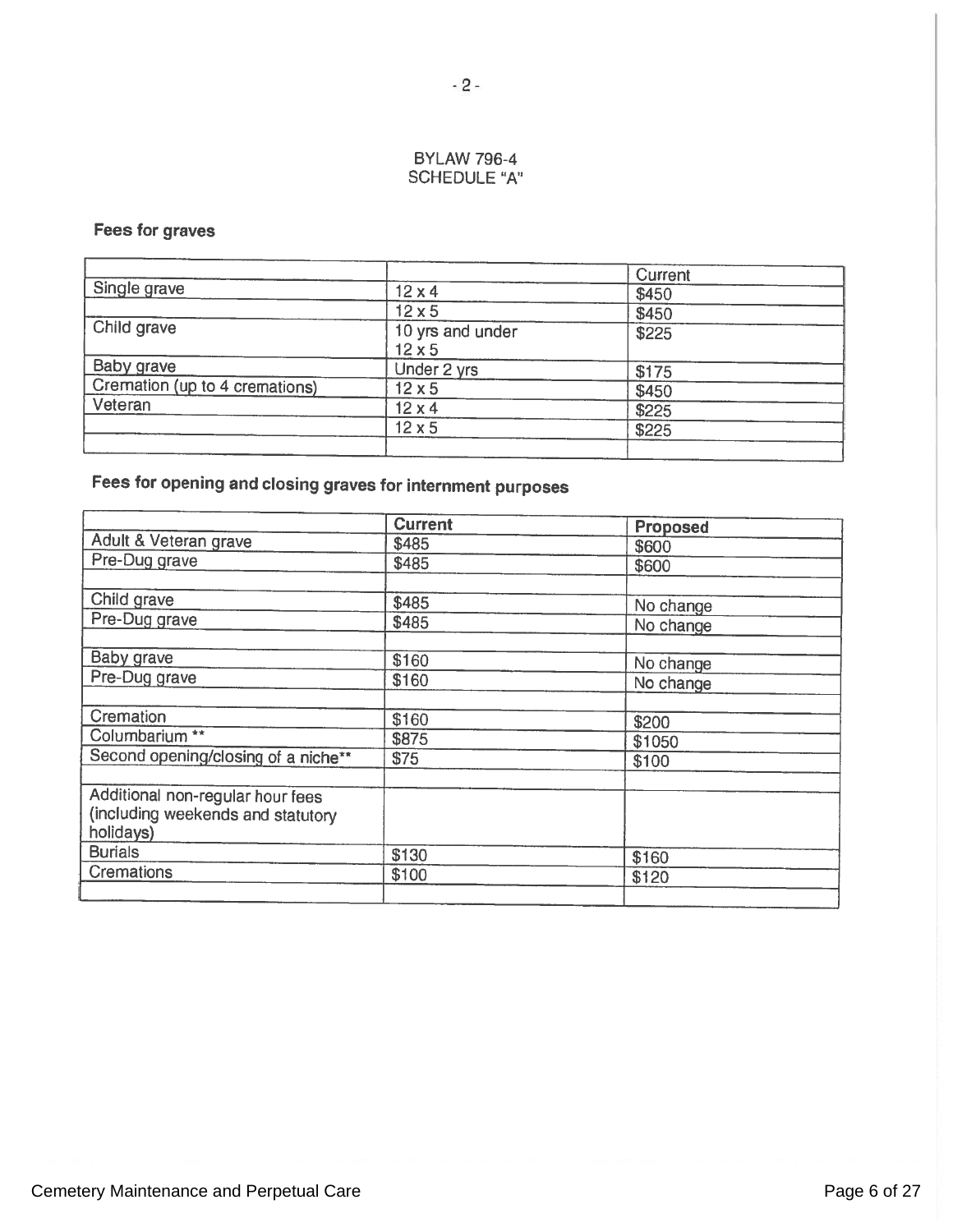BYLAW 796-4
SCHEDULE "A"

**Fees for graves**

| | | Current |
|---|---|---|
| Single grave | 12 x 4 | $450 |
| | 12 x 5 | $450 |
| Child grave | 10 yrs and under 12 x 5 | $225 |
| Baby grave | Under 2 yrs | $175 |
| Cremation (up to 4 cremations) | 12 x 5 | $450 |
| Veteran | 12 x 4 | $225 |
| | 12 x 5 | $225 |
| | | |

**Fees for opening and closing graves for internment purposes**

| | **Current** | **Proposed** |
|---|---|---|
| Adult & Veteran grave | $485 | $600 |
| Pre-Dug grave | $485 | $600 |
| | | |
| Child grave | $485 | No change |
| Pre-Dug grave | $485 | No change |
| | | |
| Baby grave | $160 | No change |
| Pre-Dug grave | $160 | No change |
| | | |
| Cremation | $160 | $200 |
| Columbarium ** | $875 | $1050 |
| Second opening/closing of a niche** | $75 | $100 |
| | | |
| Additional non-regular hour fees (including weekends and statutory holidays) | | |
| Burials | $130 | $160 |
| Cremations | $100 | $120 |
| | | |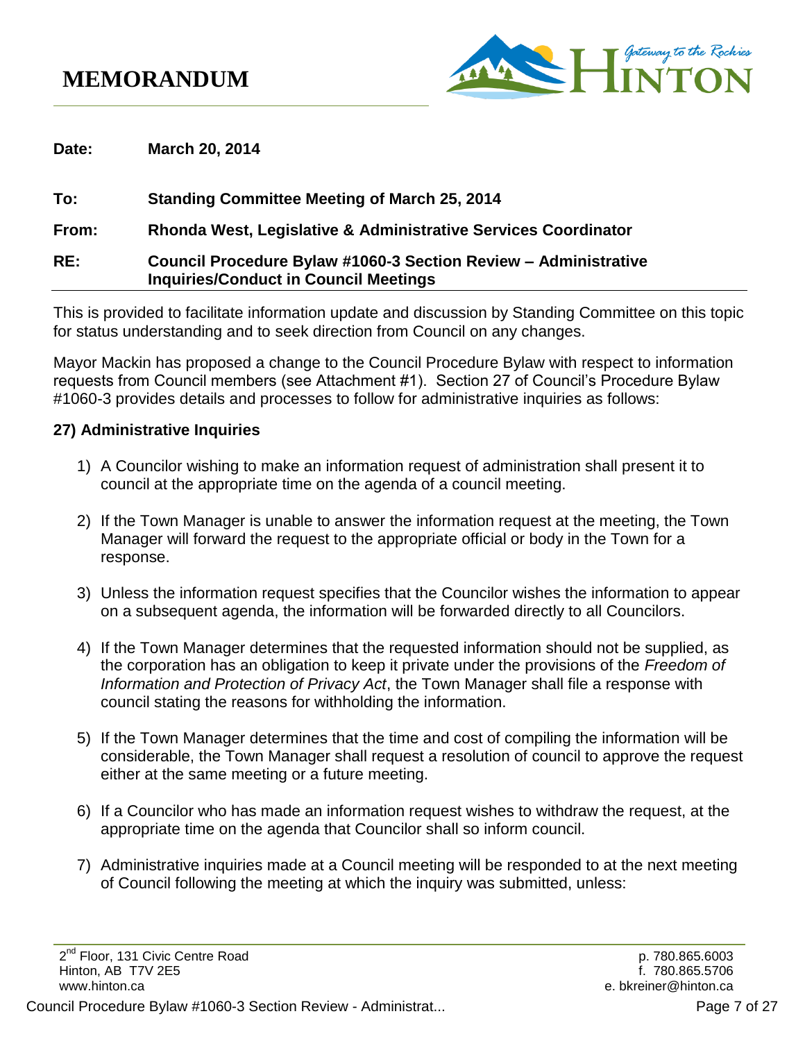# MEMORANDUM

**Date:** **March 20, 2014**

**To:** **Standing Committee Meeting of March 25, 2014**

**From:** **Rhonda West, Legislative & Administrative Services Coordinator**

**RE:** **Council Procedure Bylaw #1060-3 Section Review – Administrative Inquiries/Conduct in Council Meetings**

---

This is provided to facilitate information update and discussion by Standing Committee on this topic for status understanding and to seek direction from Council on any changes.

Mayor Mackin has proposed a change to the Council Procedure Bylaw with respect to information requests from Council members (see Attachment #1). Section 27 of Council's Procedure Bylaw #1060-3 provides details and processes to follow for administrative inquiries as follows:

**27) Administrative Inquiries**

1) A Councilor wishing to make an information request of administration shall present it to council at the appropriate time on the agenda of a council meeting.

2) If the Town Manager is unable to answer the information request at the meeting, the Town Manager will forward the request to the appropriate official or body in the Town for a response.

3) Unless the information request specifies that the Councilor wishes the information to appear on a subsequent agenda, the information will be forwarded directly to all Councilors.

4) If the Town Manager determines that the requested information should not be supplied, as the corporation has an obligation to keep it private under the provisions of the *Freedom of Information and Protection of Privacy Act*, the Town Manager shall file a response with council stating the reasons for withholding the information.

5) If the Town Manager determines that the time and cost of compiling the information will be considerable, the Town Manager shall request a resolution of council to approve the request either at the same meeting or a future meeting.

6) If a Councilor who has made an information request wishes to withdraw the request, at the appropriate time on the agenda that Councilor shall so inform council.

7) Administrative inquiries made at a Council meeting will be responded to at the next meeting of Council following the meeting at which the inquiry was submitted, unless: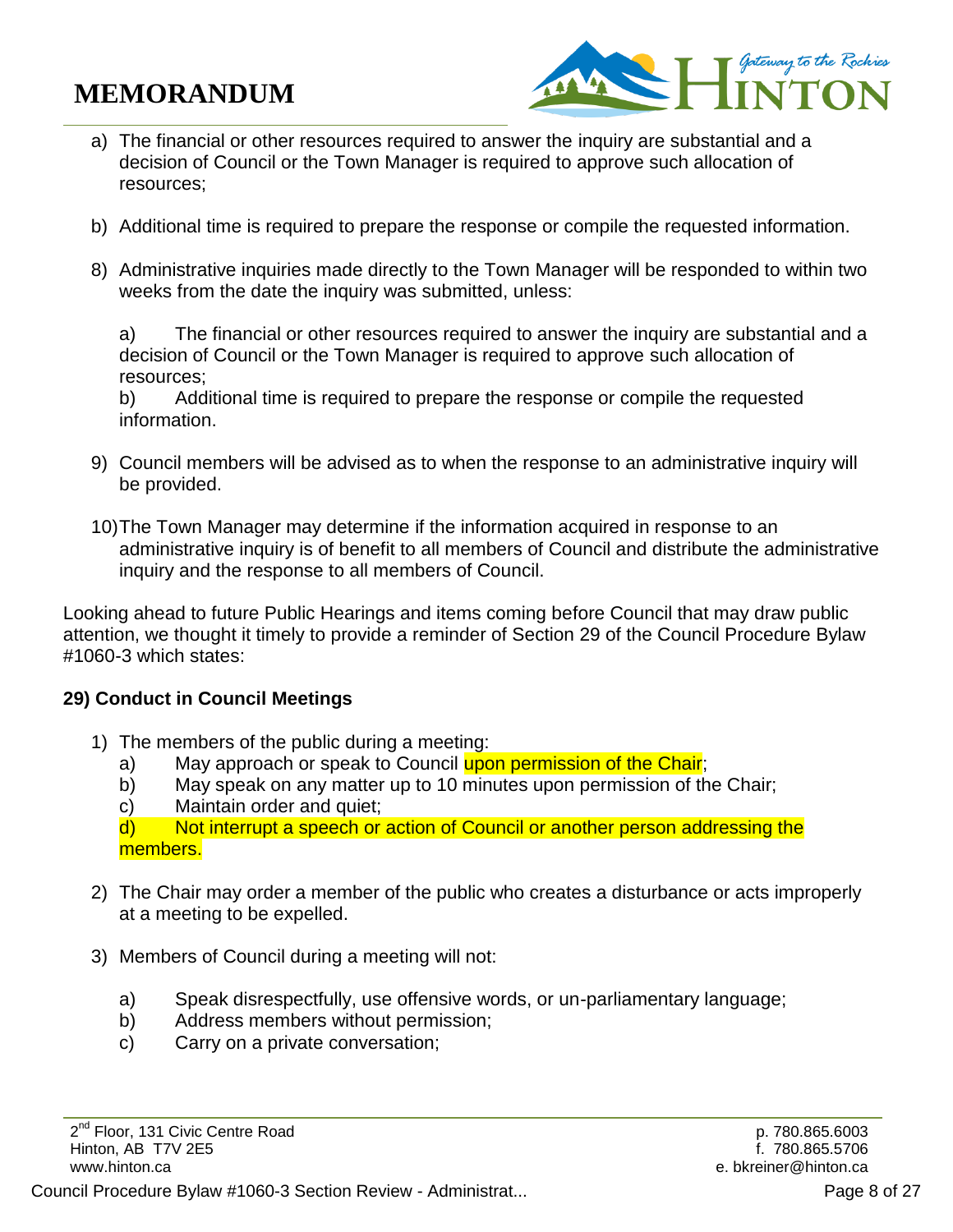a) The financial or other resources required to answer the inquiry are substantial and a decision of Council or the Town Manager is required to approve such allocation of resources;

b) Additional time is required to prepare the response or compile the requested information.

8) Administrative inquiries made directly to the Town Manager will be responded to within two weeks from the date the inquiry was submitted, unless:

   a) The financial or other resources required to answer the inquiry are substantial and a decision of Council or the Town Manager is required to approve such allocation of resources;
   b) Additional time is required to prepare the response or compile the requested information.

9) Council members will be advised as to when the response to an administrative inquiry will be provided.

10) The Town Manager may determine if the information acquired in response to an administrative inquiry is of benefit to all members of Council and distribute the administrative inquiry and the response to all members of Council.

Looking ahead to future Public Hearings and items coming before Council that may draw public attention, we thought it timely to provide a reminder of Section 29 of the Council Procedure Bylaw #1060-3 which states:

**29) Conduct in Council Meetings**

1) The members of the public during a meeting:
   a) May approach or speak to Council upon permission of the Chair;
   b) May speak on any matter up to 10 minutes upon permission of the Chair;
   c) Maintain order and quiet;
   d) Not interrupt a speech or action of Council or another person addressing the members.

2) The Chair may order a member of the public who creates a disturbance or acts improperly at a meeting to be expelled.

3) Members of Council during a meeting will not:

   a) Speak disrespectfully, use offensive words, or un-parliamentary language;
   b) Address members without permission;
   c) Carry on a private conversation;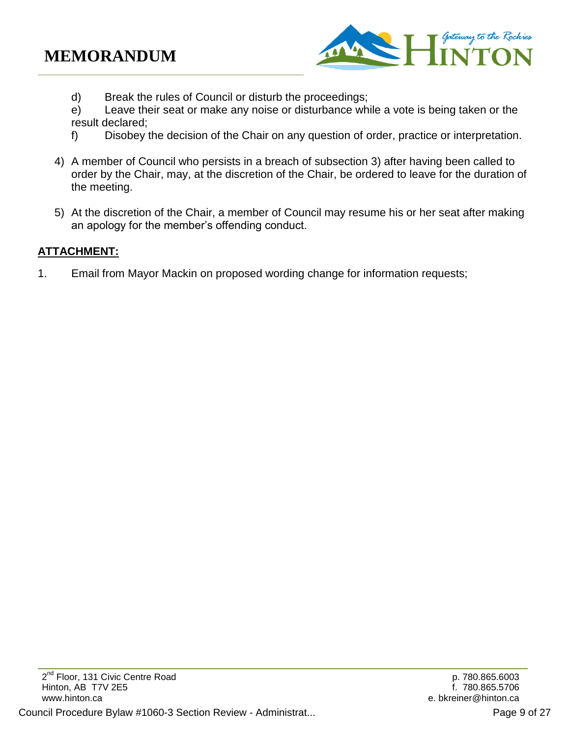d) Break the rules of Council or disturb the proceedings;

e) Leave their seat or make any noise or disturbance while a vote is being taken or the result declared;

f) Disobey the decision of the Chair on any question of order, practice or interpretation.

4) A member of Council who persists in a breach of subsection 3) after having been called to order by the Chair, may, at the discretion of the Chair, be ordered to leave for the duration of the meeting.

5) At the discretion of the Chair, a member of Council may resume his or her seat after making an apology for the member's offending conduct.

**ATTACHMENT:**

1. Email from Mayor Mackin on proposed wording change for information requests;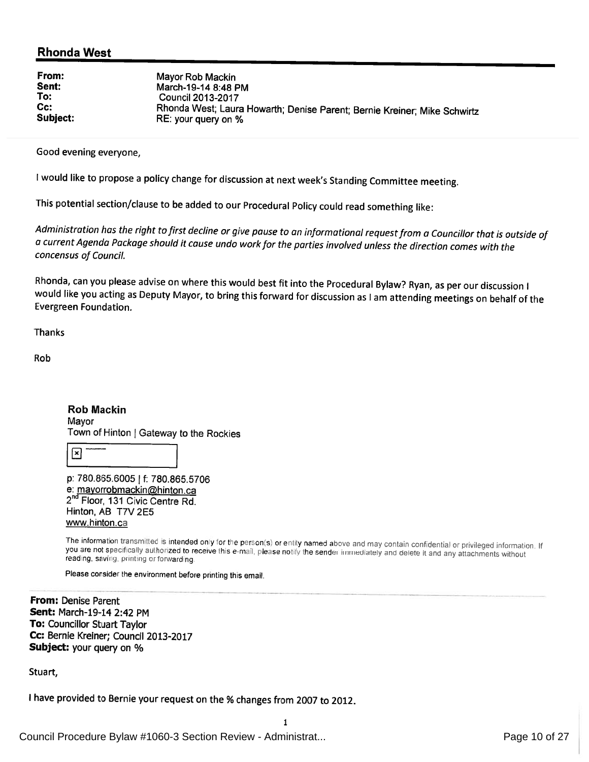## Rhonda West

**From:** Mayor Rob Mackin
**Sent:** March-19-14 8:48 PM
**To:** Council 2013-2017
**Cc:** Rhonda West; Laura Howarth; Denise Parent; Bernie Kreiner; Mike Schwirtz
**Subject:** RE: your query on %

Good evening everyone,

I would like to propose a policy change for discussion at next week's Standing Committee meeting.

This potential section/clause to be added to our Procedural Policy could read something like:

*Administration has the right to first decline or give pause to an informational request from a Councillor that is outside of a current Agenda Package should it cause undo work for the parties involved unless the direction comes with the concensus of Council.*

Rhonda, can you please advise on where this would best fit into the Procedural Bylaw? Ryan, as per our discussion I would like you acting as Deputy Mayor, to bring this forward for discussion as I am attending meetings on behalf of the Evergreen Foundation.

Thanks

Rob

**Rob Mackin**
Mayor
Town of Hinton | Gateway to the Rockies

p: 780.865.6005 | f: 780.865.5706
e: mayorrobmackin@hinton.ca
2nd Floor, 131 Civic Centre Rd.
Hinton, AB T7V 2E5
www.hinton.ca

The information transmitted is intended only for the person(s) or entity named above and may contain confidential or privileged information. If you are not specifically authorized to receive this e-mail, please notify the sender immediately and delete it and any attachments without reading, saving, printing or forwarding.

Please consider the environment before printing this email.

---

**From:** Denise Parent
**Sent:** March-19-14 2:42 PM
**To:** Councillor Stuart Taylor
**Cc:** Bernie Kreiner; Council 2013-2017
**Subject:** your query on %

Stuart,

I have provided to Bernie your request on the % changes from 2007 to 2012.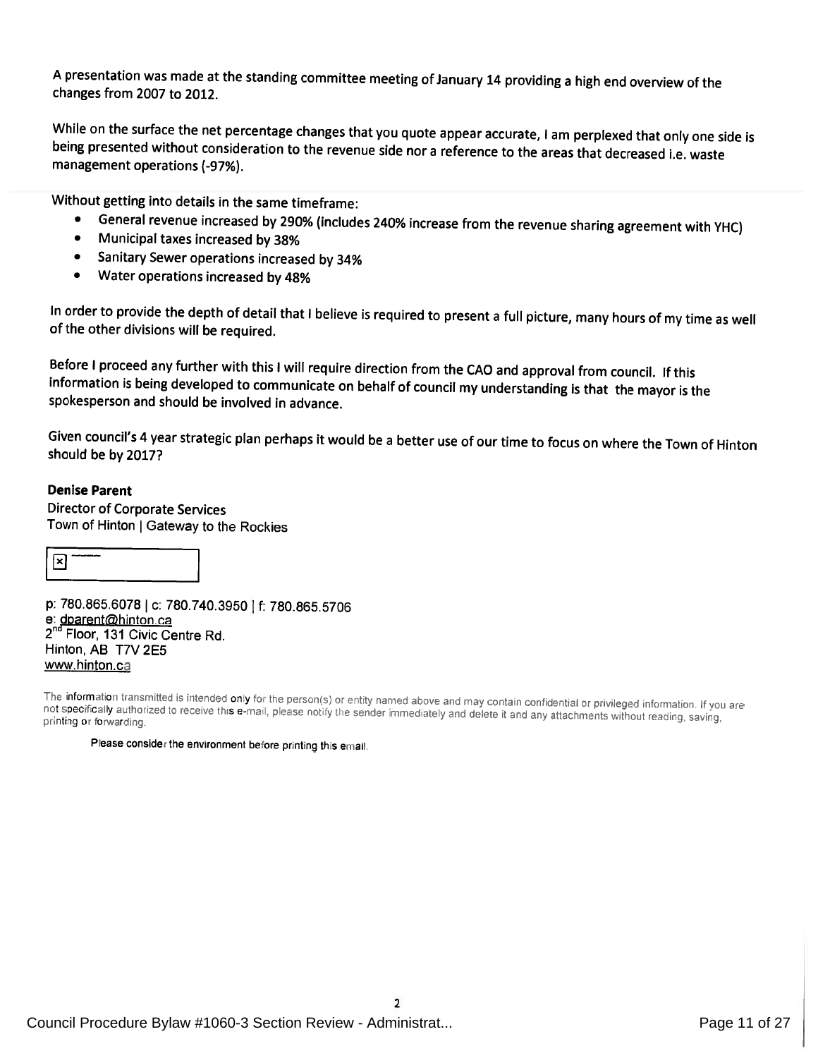A presentation was made at the standing committee meeting of January 14 providing a high end overview of the changes from 2007 to 2012.

While on the surface the net percentage changes that you quote appear accurate, I am perplexed that only one side is being presented without consideration to the revenue side nor a reference to the areas that decreased i.e. waste management operations (-97%).

Without getting into details in the same timeframe:

- General revenue increased by 290% (includes 240% increase from the revenue sharing agreement with YHC)
- Municipal taxes increased by 38%
- Sanitary Sewer operations increased by 34%
- Water operations increased by 48%

In order to provide the depth of detail that I believe is required to present a full picture, many hours of my time as well of the other divisions will be required.

Before I proceed any further with this I will require direction from the CAO and approval from council. If this information is being developed to communicate on behalf of council my understanding is that the mayor is the spokesperson and should be involved in advance.

Given council's 4 year strategic plan perhaps it would be a better use of our time to focus on where the Town of Hinton should be by 2017?

**Denise Parent**
Director of Corporate Services
Town of Hinton | Gateway to the Rockies

p: 780.865.6078 | c: 780.740.3950 | f: 780.865.5706
e: dparent@hinton.ca
2nd Floor, 131 Civic Centre Rd.
Hinton, AB T7V 2E5
www.hinton.ca

The information transmitted is intended only for the person(s) or entity named above and may contain confidential or privileged information. If you are not specifically authorized to receive this e-mail, please notify the sender immediately and delete it and any attachments without reading, saving, printing or forwarding.

Please consider the environment before printing this email.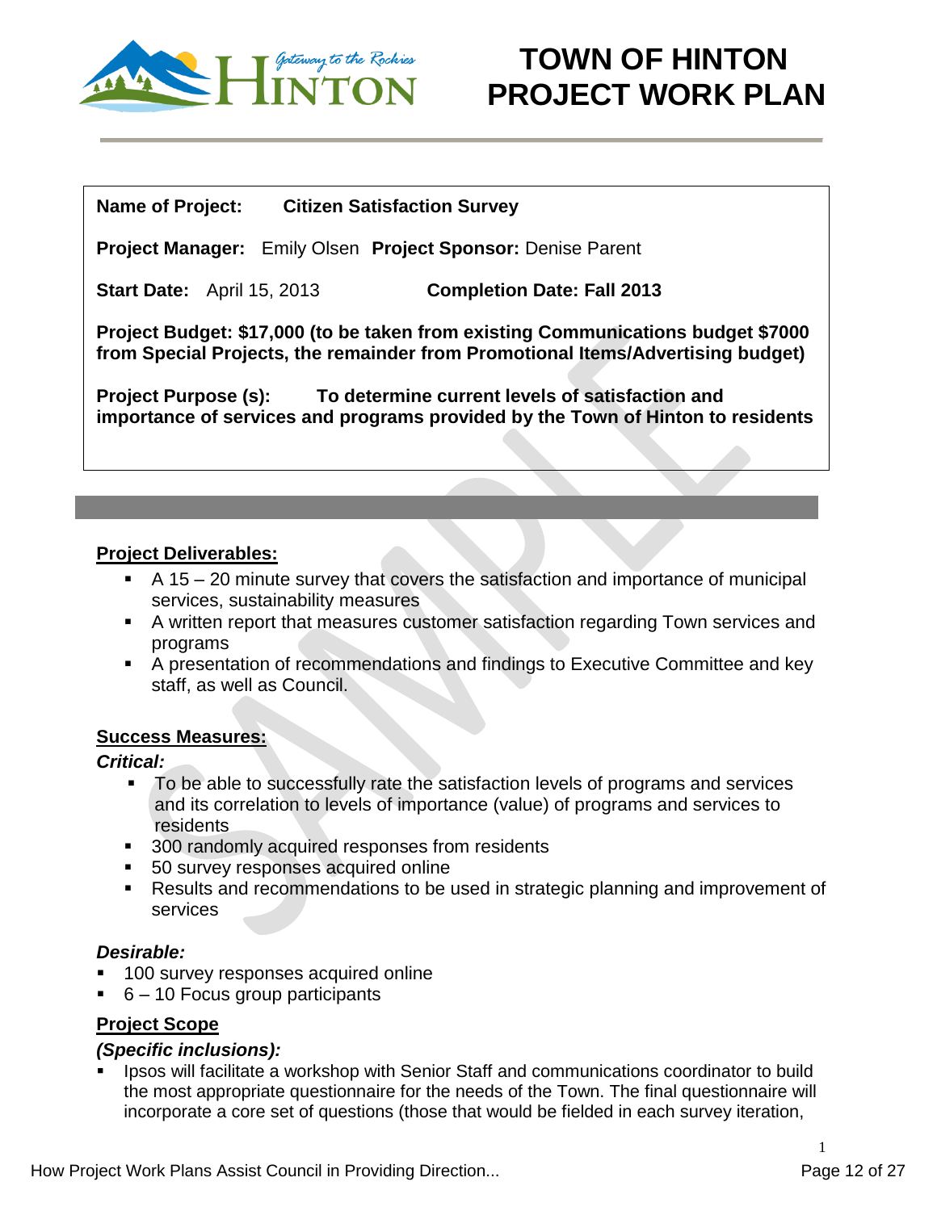# TOWN OF HINTON PROJECT WORK PLAN

**Name of Project:** **Citizen Satisfaction Survey**

**Project Manager:** Emily Olsen **Project Sponsor:** Denise Parent

**Start Date:** April 15, 2013 **Completion Date: Fall 2013**

**Project Budget: $17,000 (to be taken from existing Communications budget $7000 from Special Projects, the remainder from Promotional Items/Advertising budget)**

**Project Purpose (s): To determine current levels of satisfaction and importance of services and programs provided by the Town of Hinton to residents**

## Project Deliverables:

- A 15 – 20 minute survey that covers the satisfaction and importance of municipal services, sustainability measures
- A written report that measures customer satisfaction regarding Town services and programs
- A presentation of recommendations and findings to Executive Committee and key staff, as well as Council.

## Success Measures:

***Critical:***

- To be able to successfully rate the satisfaction levels of programs and services and its correlation to levels of importance (value) of programs and services to residents
- 300 randomly acquired responses from residents
- 50 survey responses acquired online
- Results and recommendations to be used in strategic planning and improvement of services

***Desirable:***

- 100 survey responses acquired online
- 6 – 10 Focus group participants

## Project Scope

***(Specific inclusions):***

- Ipsos will facilitate a workshop with Senior Staff and communications coordinator to build the most appropriate questionnaire for the needs of the Town. The final questionnaire will incorporate a core set of questions (those that would be fielded in each survey iteration,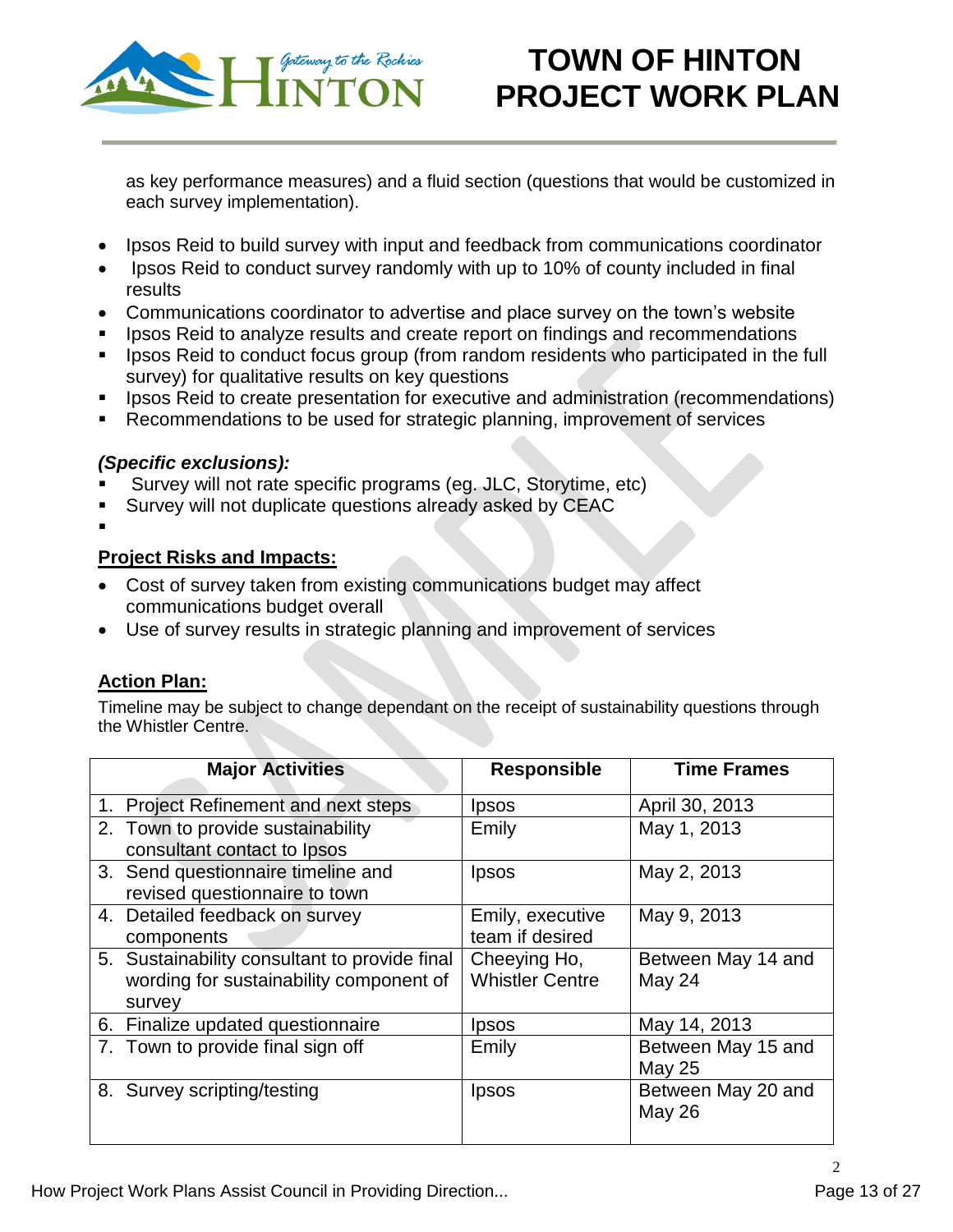as key performance measures) and a fluid section (questions that would be customized in each survey implementation).

- Ipsos Reid to build survey with input and feedback from communications coordinator
- Ipsos Reid to conduct survey randomly with up to 10% of county included in final results
- Communications coordinator to advertise and place survey on the town's website
- Ipsos Reid to analyze results and create report on findings and recommendations
- Ipsos Reid to conduct focus group (from random residents who participated in the full survey) for qualitative results on key questions
- Ipsos Reid to create presentation for executive and administration (recommendations)
- Recommendations to be used for strategic planning, improvement of services

***(Specific exclusions):***

- Survey will not rate specific programs (eg. JLC, Storytime, etc)
- Survey will not duplicate questions already asked by CEAC

## Project Risks and Impacts:

- Cost of survey taken from existing communications budget may affect communications budget overall
- Use of survey results in strategic planning and improvement of services

## Action Plan:

Timeline may be subject to change dependant on the receipt of sustainability questions through the Whistler Centre.

| Major Activities | Responsible | Time Frames |
|---|---|---|
| 1. Project Refinement and next steps | Ipsos | April 30, 2013 |
| 2. Town to provide sustainability consultant contact to Ipsos | Emily | May 1, 2013 |
| 3. Send questionnaire timeline and revised questionnaire to town | Ipsos | May 2, 2013 |
| 4. Detailed feedback on survey components | Emily, executive team if desired | May 9, 2013 |
| 5. Sustainability consultant to provide final wording for sustainability component of survey | Cheeying Ho, Whistler Centre | Between May 14 and May 24 |
| 6. Finalize updated questionnaire | Ipsos | May 14, 2013 |
| 7. Town to provide final sign off | Emily | Between May 15 and May 25 |
| 8. Survey scripting/testing | Ipsos | Between May 20 and May 26 |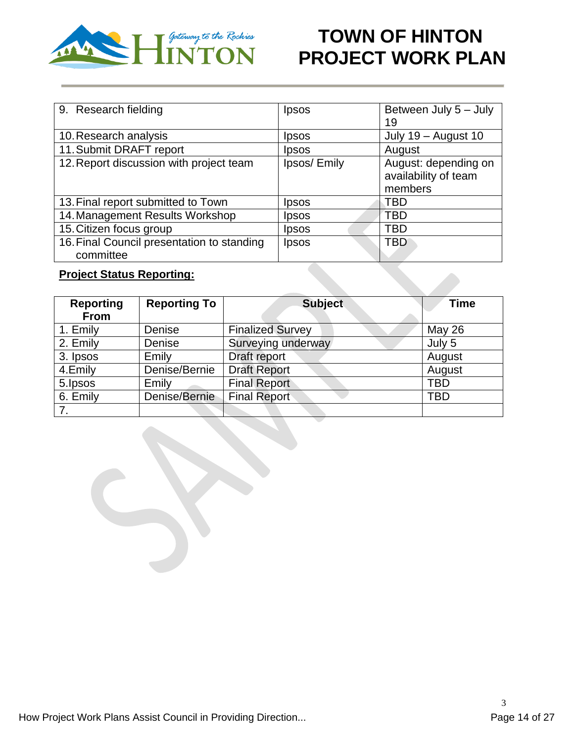# TOWN OF HINTON PROJECT WORK PLAN

| | | |
|---|---|---|
| 9. Research fielding | Ipsos | Between July 5 – July 19 |
| 10. Research analysis | Ipsos | July 19 – August 10 |
| 11. Submit DRAFT report | Ipsos | August |
| 12. Report discussion with project team | Ipsos/ Emily | August: depending on availability of team members |
| 13. Final report submitted to Town | Ipsos | TBD |
| 14. Management Results Workshop | Ipsos | TBD |
| 15. Citizen focus group | Ipsos | TBD |
| 16. Final Council presentation to standing committee | Ipsos | TBD |

**Project Status Reporting:**

| Reporting From | Reporting To | Subject | Time |
|---|---|---|---|
| 1. Emily | Denise | Finalized Survey | May 26 |
| 2. Emily | Denise | Surveying underway | July 5 |
| 3. Ipsos | Emily | Draft report | August |
| 4.Emily | Denise/Bernie | Draft Report | August |
| 5.Ipsos | Emily | Final Report | TBD |
| 6. Emily | Denise/Bernie | Final Report | TBD |
| 7. | | | |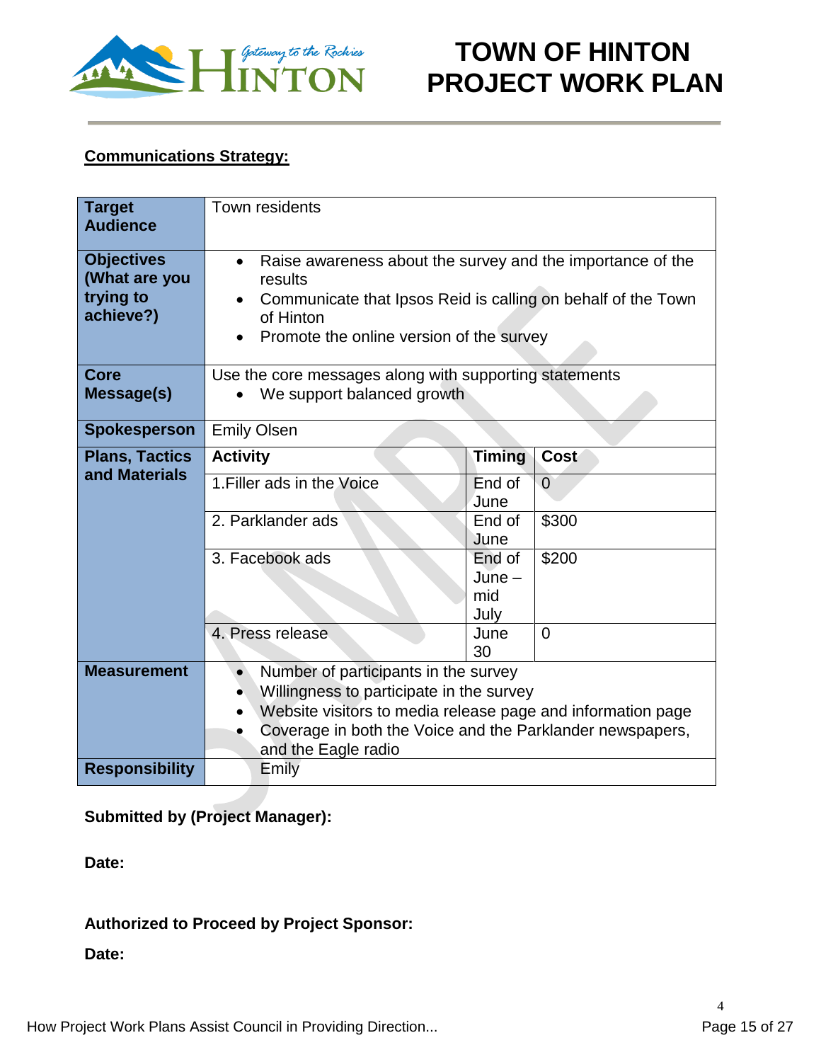# TOWN OF HINTON PROJECT WORK PLAN

**Communications Strategy:**

| | | | |
|---|---|---|---|
| **Target Audience** | Town residents | | |
| **Objectives (What are you trying to achieve?)** | • Raise awareness about the survey and the importance of the results<br>• Communicate that Ipsos Reid is calling on behalf of the Town of Hinton<br>• Promote the online version of the survey | | |
| **Core Message(s)** | Use the core messages along with supporting statements<br>• We support balanced growth | | |
| **Spokesperson** | Emily Olsen | | |
| **Plans, Tactics and Materials** | **Activity** | **Timing** | **Cost** |
| | 1.Filler ads in the Voice | End of June | 0 |
| | 2. Parklander ads | End of June | $300 |
| | 3. Facebook ads | End of June – mid July | $200 |
| | 4. Press release | June 30 | 0 |
| **Measurement** | • Number of participants in the survey<br>• Willingness to participate in the survey<br>• Website visitors to media release page and information page<br>• Coverage in both the Voice and the Parklander newspapers, and the Eagle radio | | |
| **Responsibility** | Emily | | |

**Submitted by (Project Manager):**

**Date:**

**Authorized to Proceed by Project Sponsor:**

**Date:**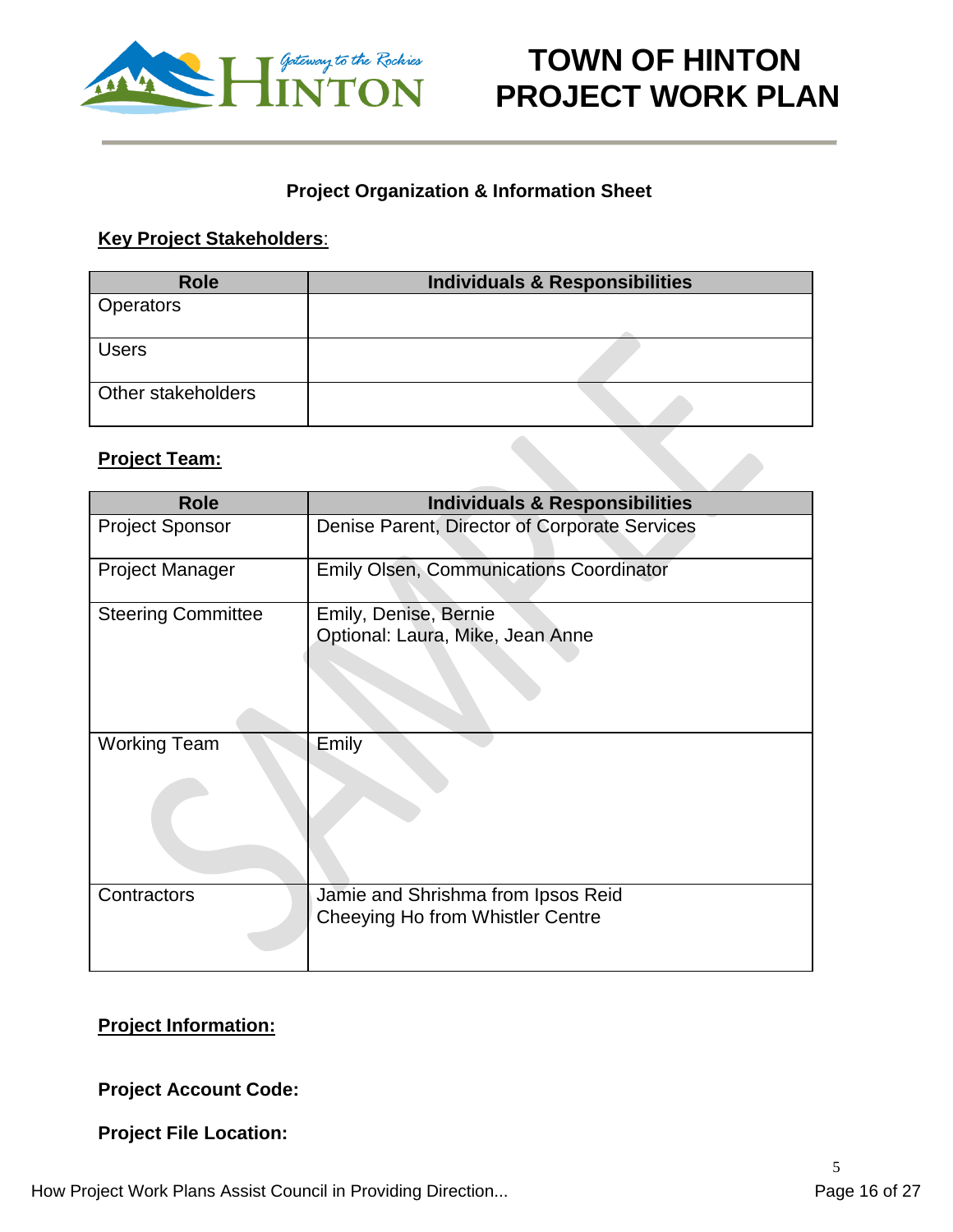# TOWN OF HINTON PROJECT WORK PLAN

**Project Organization & Information Sheet**

**Key Project Stakeholders**:

| Role | Individuals & Responsibilities |
|---|---|
| Operators | |
| Users | |
| Other stakeholders | |

**Project Team:**

| Role | Individuals & Responsibilities |
|---|---|
| Project Sponsor | Denise Parent, Director of Corporate Services |
| Project Manager | Emily Olsen, Communications Coordinator |
| Steering Committee | Emily, Denise, Bernie<br>Optional: Laura, Mike, Jean Anne |
| Working Team | Emily |
| Contractors | Jamie and Shrishma from Ipsos Reid<br>Cheeying Ho from Whistler Centre |

**Project Information:**

**Project Account Code:**

**Project File Location:**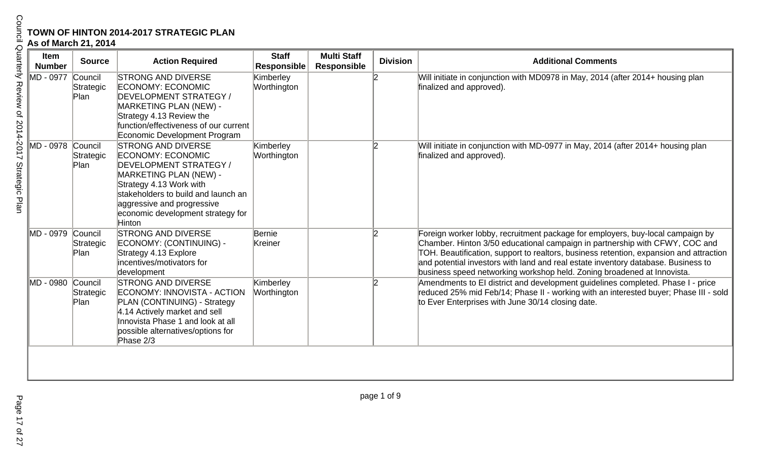**TOWN OF HINTON 2014-2017 STRATEGIC PLAN**
**As of March 21, 2014**

| Item Number | Source | Action Required | Staff Responsible | Multi Staff Responsible | Division | Additional Comments |
|---|---|---|---|---|---|---|
| MD - 0977 | Council Strategic Plan | STRONG AND DIVERSE ECONOMY: ECONOMIC DEVELOPMENT STRATEGY / MARKETING PLAN (NEW) - Strategy 4.13 Review the function/effectiveness of our current Economic Development Program | Kimberley Worthington | | 2 | Will initiate in conjunction with MD0978 in May, 2014 (after 2014+ housing plan finalized and approved). |
| MD - 0978 | Council Strategic Plan | STRONG AND DIVERSE ECONOMY: ECONOMIC DEVELOPMENT STRATEGY / MARKETING PLAN (NEW) - Strategy 4.13 Work with stakeholders to build and launch an aggressive and progressive economic development strategy for Hinton | Kimberley Worthington | | 2 | Will initiate in conjunction with MD-0977 in May, 2014 (after 2014+ housing plan finalized and approved). |
| MD - 0979 | Council Strategic Plan | STRONG AND DIVERSE ECONOMY: (CONTINUING) - Strategy 4.13 Explore incentives/motivators for development | Bernie Kreiner | | 2 | Foreign worker lobby, recruitment package for employers, buy-local campaign by Chamber. Hinton 3/50 educational campaign in partnership with CFWY, COC and TOH. Beautification, support to realtors, business retention, expansion and attraction and potential investors with land and real estate inventory database. Business to business speed networking workshop held. Zoning broadened at Innovista. |
| MD - 0980 | Council Strategic Plan | STRONG AND DIVERSE ECONOMY: INNOVISTA - ACTION PLAN (CONTINUING) - Strategy 4.14 Actively market and sell Innovista Phase 1 and look at all possible alternatives/options for Phase 2/3 | Kimberley Worthington | | 2 | Amendments to EI district and development guidelines completed. Phase I - price reduced 25% mid Feb/14; Phase II - working with an interested buyer; Phase III - sold to Ever Enterprises with June 30/14 closing date. |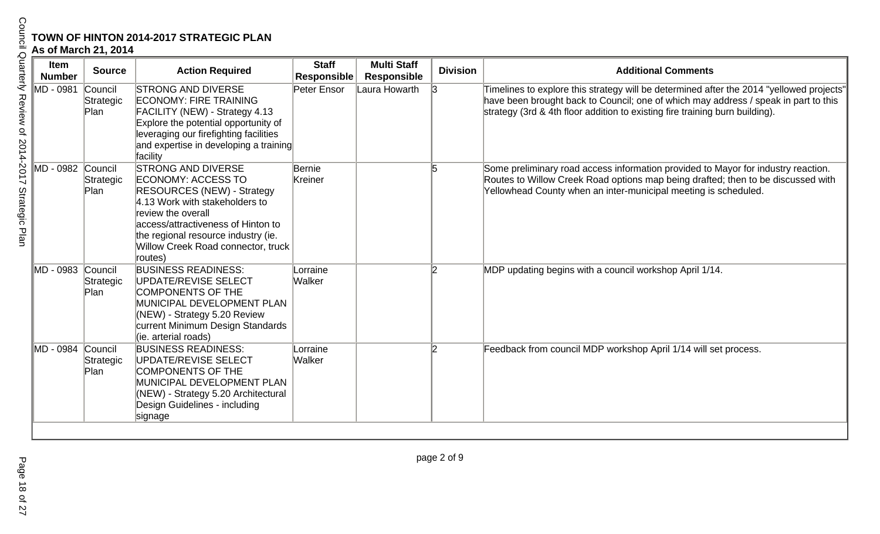**TOWN OF HINTON 2014-2017 STRATEGIC PLAN**
**As of March 21, 2014**

| Item Number | Source | Action Required | Staff Responsible | Multi Staff Responsible | Division | Additional Comments |
|---|---|---|---|---|---|---|
| MD - 0981 | Council Strategic Plan | STRONG AND DIVERSE ECONOMY: FIRE TRAINING FACILITY (NEW) - Strategy 4.13 Explore the potential opportunity of leveraging our firefighting facilities and expertise in developing a training facility | Peter Ensor | Laura Howarth | 3 | Timelines to explore this strategy will be determined after the 2014 "yellowed projects" have been brought back to Council; one of which may address / speak in part to this strategy (3rd & 4th floor addition to existing fire training burn building). |
| MD - 0982 | Council Strategic Plan | STRONG AND DIVERSE ECONOMY: ACCESS TO RESOURCES (NEW) - Strategy 4.13 Work with stakeholders to review the overall access/attractiveness of Hinton to the regional resource industry (ie. Willow Creek Road connector, truck routes) | Bernie Kreiner | | 5 | Some preliminary road access information provided to Mayor for industry reaction. Routes to Willow Creek Road options map being drafted; then to be discussed with Yellowhead County when an inter-municipal meeting is scheduled. |
| MD - 0983 | Council Strategic Plan | BUSINESS READINESS: UPDATE/REVISE SELECT COMPONENTS OF THE MUNICIPAL DEVELOPMENT PLAN (NEW) - Strategy 5.20 Review current Minimum Design Standards (ie. arterial roads) | Lorraine Walker | | 2 | MDP updating begins with a council workshop April 1/14. |
| MD - 0984 | Council Strategic Plan | BUSINESS READINESS: UPDATE/REVISE SELECT COMPONENTS OF THE MUNICIPAL DEVELOPMENT PLAN (NEW) - Strategy 5.20 Architectural Design Guidelines - including signage | Lorraine Walker | | 2 | Feedback from council MDP workshop April 1/14 will set process. |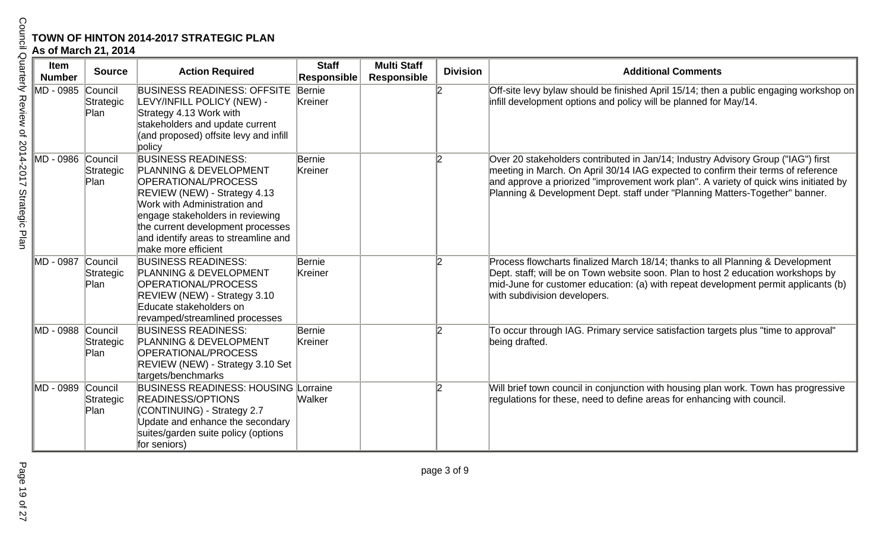**TOWN OF HINTON 2014-2017 STRATEGIC PLAN**
**As of March 21, 2014**

| Item Number | Source | Action Required | Staff Responsible | Multi Staff Responsible | Division | Additional Comments |
|---|---|---|---|---|---|---|
| MD - 0985 | Council Strategic Plan | BUSINESS READINESS: OFFSITE LEVY/INFILL POLICY (NEW) - Strategy 4.13 Work with stakeholders and update current (and proposed) offsite levy and infill policy | Bernie Kreiner | | 2 | Off-site levy bylaw should be finished April 15/14; then a public engaging workshop on infill development options and policy will be planned for May/14. |
| MD - 0986 | Council Strategic Plan | BUSINESS READINESS: PLANNING & DEVELOPMENT OPERATIONAL/PROCESS REVIEW (NEW) - Strategy 4.13 Work with Administration and engage stakeholders in reviewing the current development processes and identify areas to streamline and make more efficient | Bernie Kreiner | | 2 | Over 20 stakeholders contributed in Jan/14; Industry Advisory Group ("IAG") first meeting in March. On April 30/14 IAG expected to confirm their terms of reference and approve a priorized "improvement work plan". A variety of quick wins initiated by Planning & Development Dept. staff under "Planning Matters-Together" banner. |
| MD - 0987 | Council Strategic Plan | BUSINESS READINESS: PLANNING & DEVELOPMENT OPERATIONAL/PROCESS REVIEW (NEW) - Strategy 3.10 Educate stakeholders on revamped/streamlined processes | Bernie Kreiner | | 2 | Process flowcharts finalized March 18/14; thanks to all Planning & Development Dept. staff; will be on Town website soon. Plan to host 2 education workshops by mid-June for customer education: (a) with repeat development permit applicants (b) with subdivision developers. |
| MD - 0988 | Council Strategic Plan | BUSINESS READINESS: PLANNING & DEVELOPMENT OPERATIONAL/PROCESS REVIEW (NEW) - Strategy 3.10 Set targets/benchmarks | Bernie Kreiner | | 2 | To occur through IAG. Primary service satisfaction targets plus "time to approval" being drafted. |
| MD - 0989 | Council Strategic Plan | BUSINESS READINESS: HOUSING READINESS/OPTIONS (CONTINUING) - Strategy 2.7 Update and enhance the secondary suites/garden suite policy (options for seniors) | Lorraine Walker | | 2 | Will brief town council in conjunction with housing plan work. Town has progressive regulations for these, need to define areas for enhancing with council. |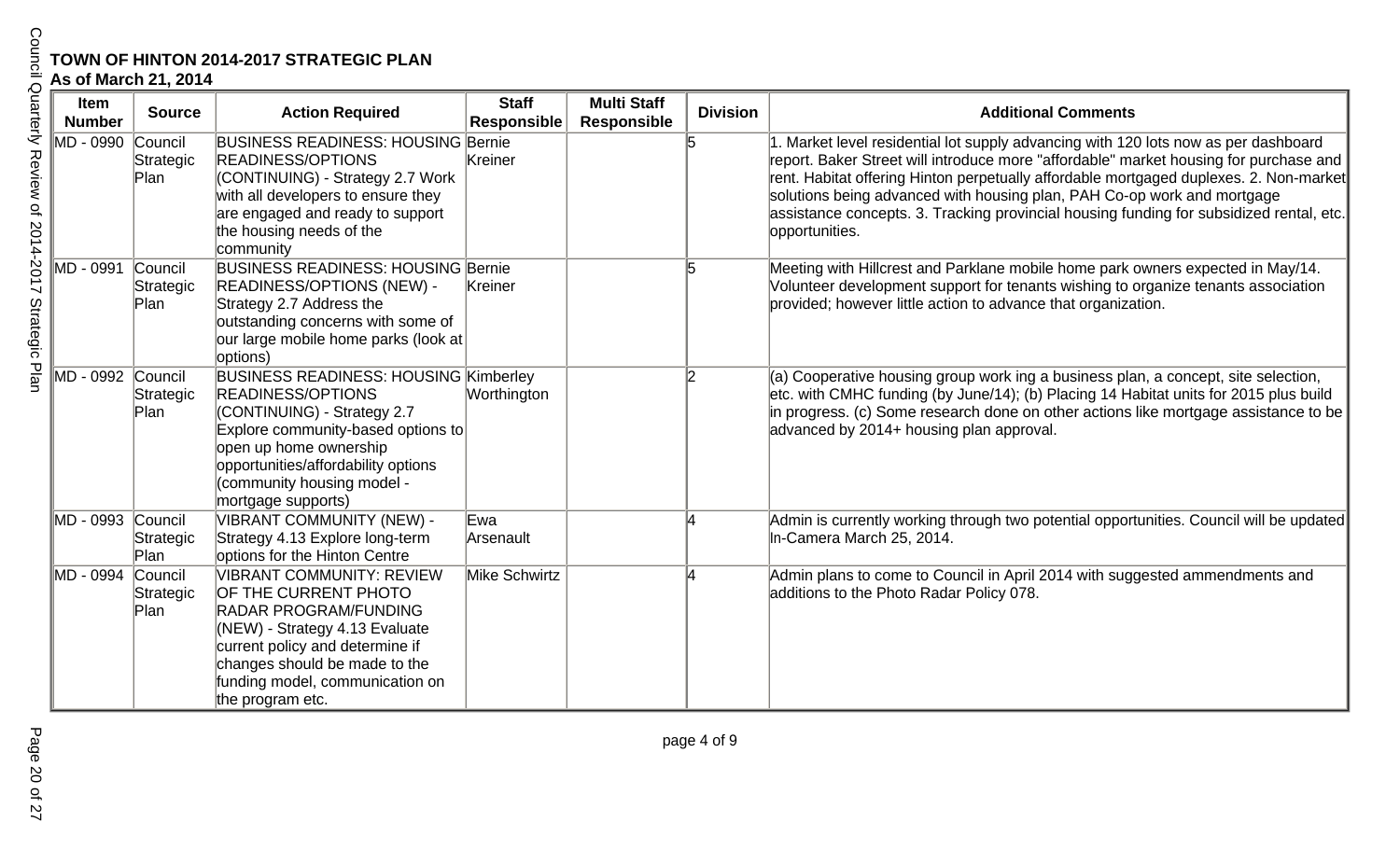**TOWN OF HINTON 2014-2017 STRATEGIC PLAN**
**As of March 21, 2014**

| Item Number | Source | Action Required | Staff Responsible | Multi Staff Responsible | Division | Additional Comments |
|---|---|---|---|---|---|---|
| MD - 0990 | Council Strategic Plan | BUSINESS READINESS: HOUSING READINESS/OPTIONS (CONTINUING) - Strategy 2.7 Work with all developers to ensure they are engaged and ready to support the housing needs of the community | Bernie Kreiner | | 5 | 1. Market level residential lot supply advancing with 120 lots now as per dashboard report. Baker Street will introduce more "affordable" market housing for purchase and rent. Habitat offering Hinton perpetually affordable mortgaged duplexes. 2. Non-market solutions being advanced with housing plan, PAH Co-op work and mortgage assistance concepts. 3. Tracking provincial housing funding for subsidized rental, etc. opportunities. |
| MD - 0991 | Council Strategic Plan | BUSINESS READINESS: HOUSING READINESS/OPTIONS (NEW) - Strategy 2.7 Address the outstanding concerns with some of our large mobile home parks (look at options) | Bernie Kreiner | | 5 | Meeting with Hillcrest and Parklane mobile home park owners expected in May/14. Volunteer development support for tenants wishing to organize tenants association provided; however little action to advance that organization. |
| MD - 0992 | Council Strategic Plan | BUSINESS READINESS: HOUSING READINESS/OPTIONS (CONTINUING) - Strategy 2.7 Explore community-based options to open up home ownership opportunities/affordability options (community housing model - mortgage supports) | Kimberley Worthington | | 2 | (a) Cooperative housing group work ing a business plan, a concept, site selection, etc. with CMHC funding (by June/14); (b) Placing 14 Habitat units for 2015 plus build in progress. (c) Some research done on other actions like mortgage assistance to be advanced by 2014+ housing plan approval. |
| MD - 0993 | Council Strategic Plan | VIBRANT COMMUNITY (NEW) - Strategy 4.13 Explore long-term options for the Hinton Centre | Ewa Arsenault | | 4 | Admin is currently working through two potential opportunities. Council will be updated In-Camera March 25, 2014. |
| MD - 0994 | Council Strategic Plan | VIBRANT COMMUNITY: REVIEW OF THE CURRENT PHOTO RADAR PROGRAM/FUNDING (NEW) - Strategy 4.13 Evaluate current policy and determine if changes should be made to the funding model, communication on the program etc. | Mike Schwirtz | | 4 | Admin plans to come to Council in April 2014 with suggested ammendments and additions to the Photo Radar Policy 078. |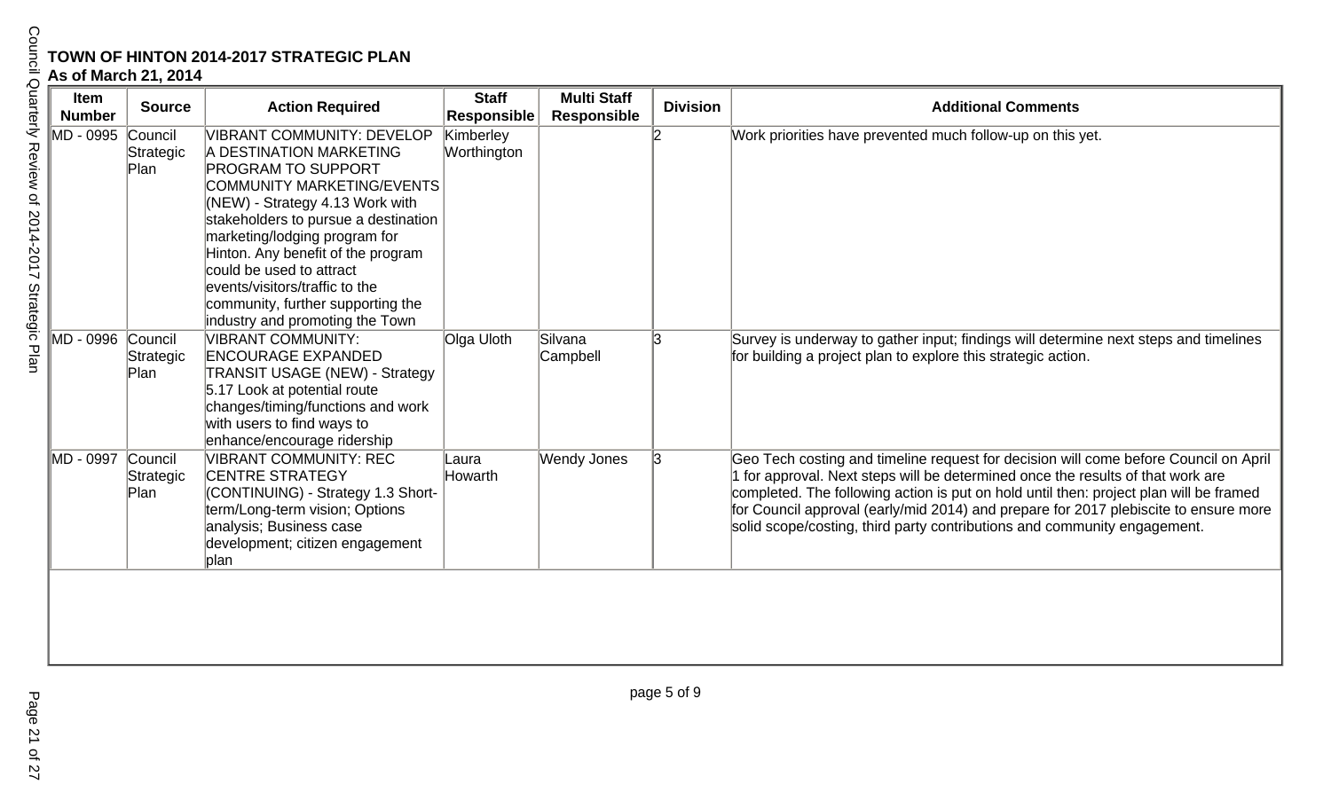**TOWN OF HINTON 2014-2017 STRATEGIC PLAN**
**As of March 21, 2014**

| Item Number | Source | Action Required | Staff Responsible | Multi Staff Responsible | Division | Additional Comments |
|---|---|---|---|---|---|---|
| MD - 0995 | Council Strategic Plan | VIBRANT COMMUNITY: DEVELOP A DESTINATION MARKETING PROGRAM TO SUPPORT COMMUNITY MARKETING/EVENTS (NEW) - Strategy 4.13 Work with stakeholders to pursue a destination marketing/lodging program for Hinton. Any benefit of the program could be used to attract events/visitors/traffic to the community, further supporting the industry and promoting the Town | Kimberley Worthington | | 2 | Work priorities have prevented much follow-up on this yet. |
| MD - 0996 | Council Strategic Plan | VIBRANT COMMUNITY: ENCOURAGE EXPANDED TRANSIT USAGE (NEW) - Strategy 5.17 Look at potential route changes/timing/functions and work with users to find ways to enhance/encourage ridership | Olga Uloth | Silvana Campbell | 3 | Survey is underway to gather input; findings will determine next steps and timelines for building a project plan to explore this strategic action. |
| MD - 0997 | Council Strategic Plan | VIBRANT COMMUNITY: REC CENTRE STRATEGY (CONTINUING) - Strategy 1.3 Short-term/Long-term vision; Options analysis; Business case development; citizen engagement plan | Laura Howarth | Wendy Jones | 3 | Geo Tech costing and timeline request for decision will come before Council on April 1 for approval. Next steps will be determined once the results of that work are completed. The following action is put on hold until then: project plan will be framed for Council approval (early/mid 2014) and prepare for 2017 plebiscite to ensure more solid scope/costing, third party contributions and community engagement. |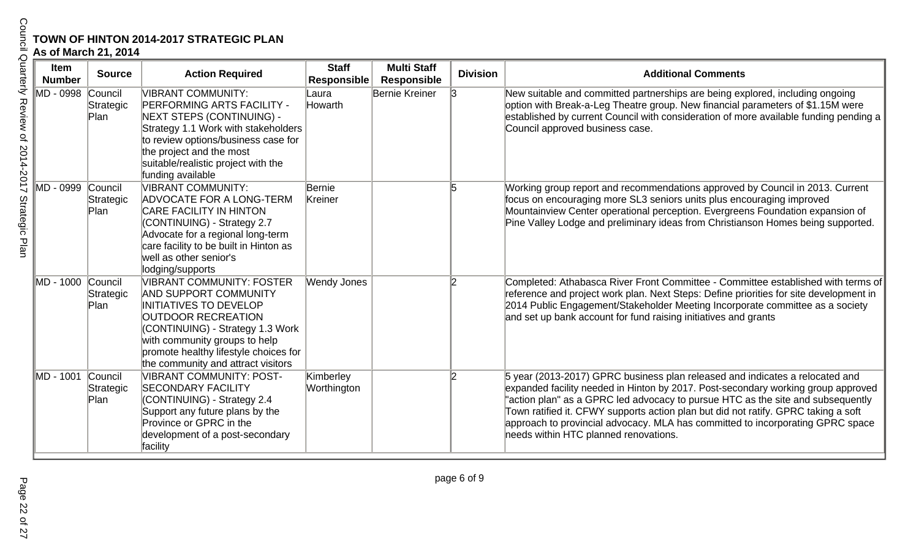**TOWN OF HINTON 2014-2017 STRATEGIC PLAN**
**As of March 21, 2014**

| Item Number | Source | Action Required | Staff Responsible | Multi Staff Responsible | Division | Additional Comments |
|---|---|---|---|---|---|---|
| MD - 0998 | Council Strategic Plan | VIBRANT COMMUNITY: PERFORMING ARTS FACILITY - NEXT STEPS (CONTINUING) - Strategy 1.1 Work with stakeholders to review options/business case for the project and the most suitable/realistic project with the funding available | Laura Howarth | Bernie Kreiner | 3 | New suitable and committed partnerships are being explored, including ongoing option with Break-a-Leg Theatre group. New financial parameters of $1.15M were established by current Council with consideration of more available funding pending a Council approved business case. |
| MD - 0999 | Council Strategic Plan | VIBRANT COMMUNITY: ADVOCATE FOR A LONG-TERM CARE FACILITY IN HINTON (CONTINUING) - Strategy 2.7 Advocate for a regional long-term care facility to be built in Hinton as well as other senior's lodging/supports | Bernie Kreiner | | 5 | Working group report and recommendations approved by Council in 2013. Current focus on encouraging more SL3 seniors units plus encouraging improved Mountainview Center operational perception. Evergreens Foundation expansion of Pine Valley Lodge and preliminary ideas from Christianson Homes being supported. |
| MD - 1000 | Council Strategic Plan | VIBRANT COMMUNITY: FOSTER AND SUPPORT COMMUNITY INITIATIVES TO DEVELOP OUTDOOR RECREATION (CONTINUING) - Strategy 1.3 Work with community groups to help promote healthy lifestyle choices for the community and attract visitors | Wendy Jones | | 2 | Completed: Athabasca River Front Committee - Committee established with terms of reference and project work plan. Next Steps: Define priorities for site development in 2014 Public Engagement/Stakeholder Meeting Incorporate committee as a society and set up bank account for fund raising initiatives and grants |
| MD - 1001 | Council Strategic Plan | VIBRANT COMMUNITY: POST-SECONDARY FACILITY (CONTINUING) - Strategy 2.4 Support any future plans by the Province or GPRC in the development of a post-secondary facility | Kimberley Worthington | | 2 | 5 year (2013-2017) GPRC business plan released and indicates a relocated and expanded facility needed in Hinton by 2017. Post-secondary working group approved "action plan" as a GPRC led advocacy to pursue HTC as the site and subsequently Town ratified it. CFWY supports action plan but did not ratify. GPRC taking a soft approach to provincial advocacy. MLA has committed to incorporating GPRC space needs within HTC planned renovations. |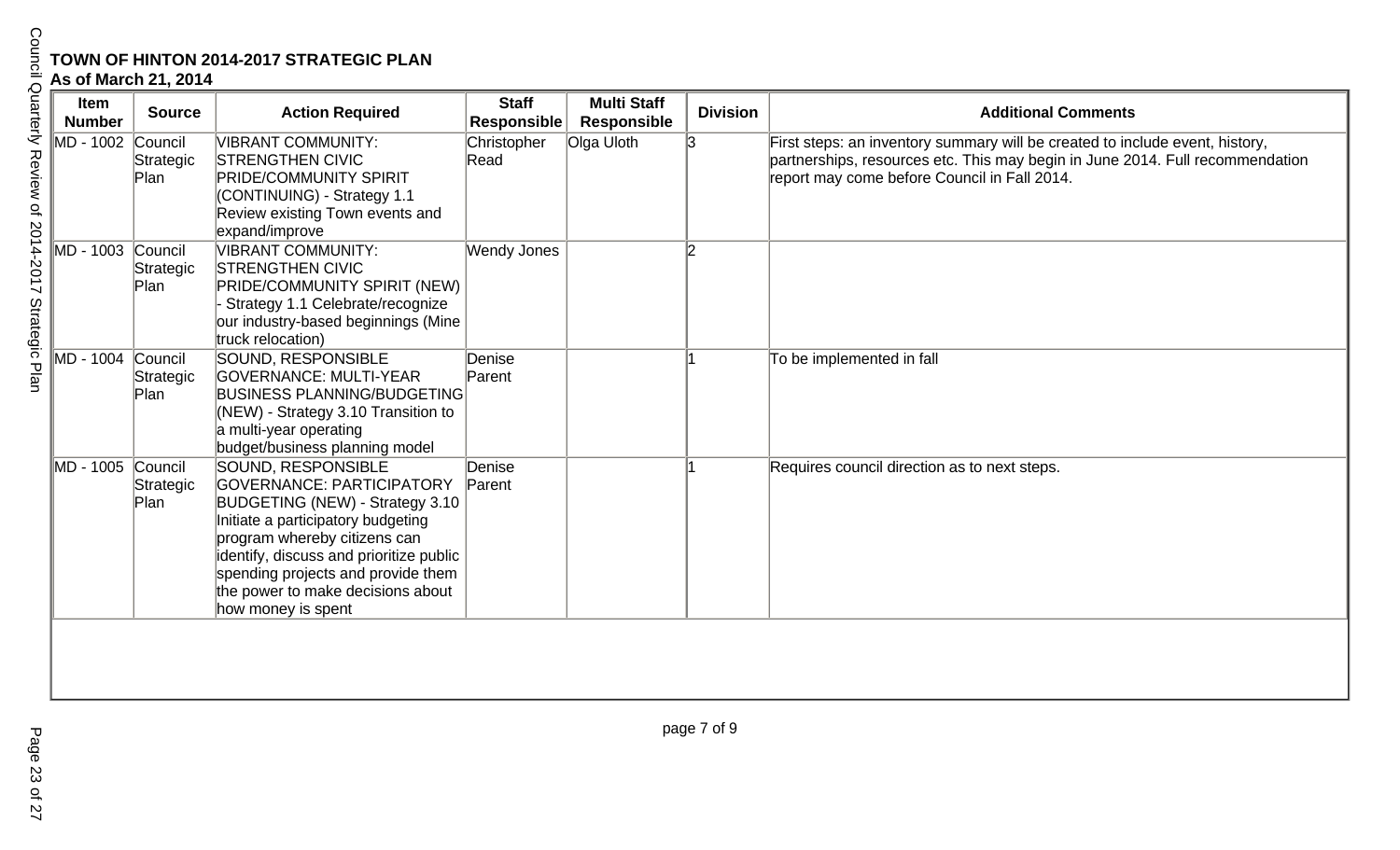**TOWN OF HINTON 2014-2017 STRATEGIC PLAN**
**As of March 21, 2014**

| Item Number | Source | Action Required | Staff Responsible | Multi Staff Responsible | Division | Additional Comments |
|---|---|---|---|---|---|---|
| MD - 1002 | Council Strategic Plan | VIBRANT COMMUNITY: STRENGTHEN CIVIC PRIDE/COMMUNITY SPIRIT (CONTINUING) - Strategy 1.1 Review existing Town events and expand/improve | Christopher Read | Olga Uloth | 3 | First steps: an inventory summary will be created to include event, history, partnerships, resources etc. This may begin in June 2014. Full recommendation report may come before Council in Fall 2014. |
| MD - 1003 | Council Strategic Plan | VIBRANT COMMUNITY: STRENGTHEN CIVIC PRIDE/COMMUNITY SPIRIT (NEW) - Strategy 1.1 Celebrate/recognize our industry-based beginnings (Mine truck relocation) | Wendy Jones | | 2 | |
| MD - 1004 | Council Strategic Plan | SOUND, RESPONSIBLE GOVERNANCE: MULTI-YEAR BUSINESS PLANNING/BUDGETING (NEW) - Strategy 3.10 Transition to a multi-year operating budget/business planning model | Denise Parent | | 1 | To be implemented in fall |
| MD - 1005 | Council Strategic Plan | SOUND, RESPONSIBLE GOVERNANCE: PARTICIPATORY BUDGETING (NEW) - Strategy 3.10 Initiate a participatory budgeting program whereby citizens can identify, discuss and prioritize public spending projects and provide them the power to make decisions about how money is spent | Denise Parent | | 1 | Requires council direction as to next steps. |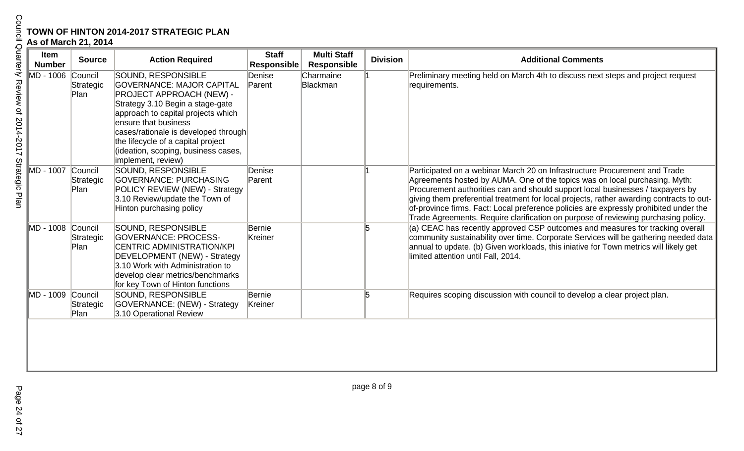**TOWN OF HINTON 2014-2017 STRATEGIC PLAN**
**As of March 21, 2014**

| Item Number | Source | Action Required | Staff Responsible | Multi Staff Responsible | Division | Additional Comments |
|---|---|---|---|---|---|---|
| MD - 1006 | Council Strategic Plan | SOUND, RESPONSIBLE GOVERNANCE: MAJOR CAPITAL PROJECT APPROACH (NEW) - Strategy 3.10 Begin a stage-gate approach to capital projects which ensure that business cases/rationale is developed through the lifecycle of a capital project (ideation, scoping, business cases, implement, review) | Denise Parent | Charmaine Blackman | 1 | Preliminary meeting held on March 4th to discuss next steps and project request requirements. |
| MD - 1007 | Council Strategic Plan | SOUND, RESPONSIBLE GOVERNANCE: PURCHASING POLICY REVIEW (NEW) - Strategy 3.10 Review/update the Town of Hinton purchasing policy | Denise Parent | | 1 | Participated on a webinar March 20 on Infrastructure Procurement and Trade Agreements hosted by AUMA. One of the topics was on local purchasing. Myth: Procurement authorities can and should support local businesses / taxpayers by giving them preferential treatment for local projects, rather awarding contracts to out-of-province firms. Fact: Local preference policies are expressly prohibited under the Trade Agreements. Require clarification on purpose of reviewing purchasing policy. |
| MD - 1008 | Council Strategic Plan | SOUND, RESPONSIBLE GOVERNANCE: PROCESS-CENTRIC ADMINISTRATION/KPI DEVELOPMENT (NEW) - Strategy 3.10 Work with Administration to develop clear metrics/benchmarks for key Town of Hinton functions | Bernie Kreiner | | 5 | (a) CEAC has recently approved CSP outcomes and measures for tracking overall community sustainability over time. Corporate Services will be gathering needed data annual to update. (b) Given workloads, this iniative for Town metrics will likely get limited attention until Fall, 2014. |
| MD - 1009 | Council Strategic Plan | SOUND, RESPONSIBLE GOVERNANCE: (NEW) - Strategy 3.10 Operational Review | Bernie Kreiner | | 5 | Requires scoping discussion with council to develop a clear project plan. |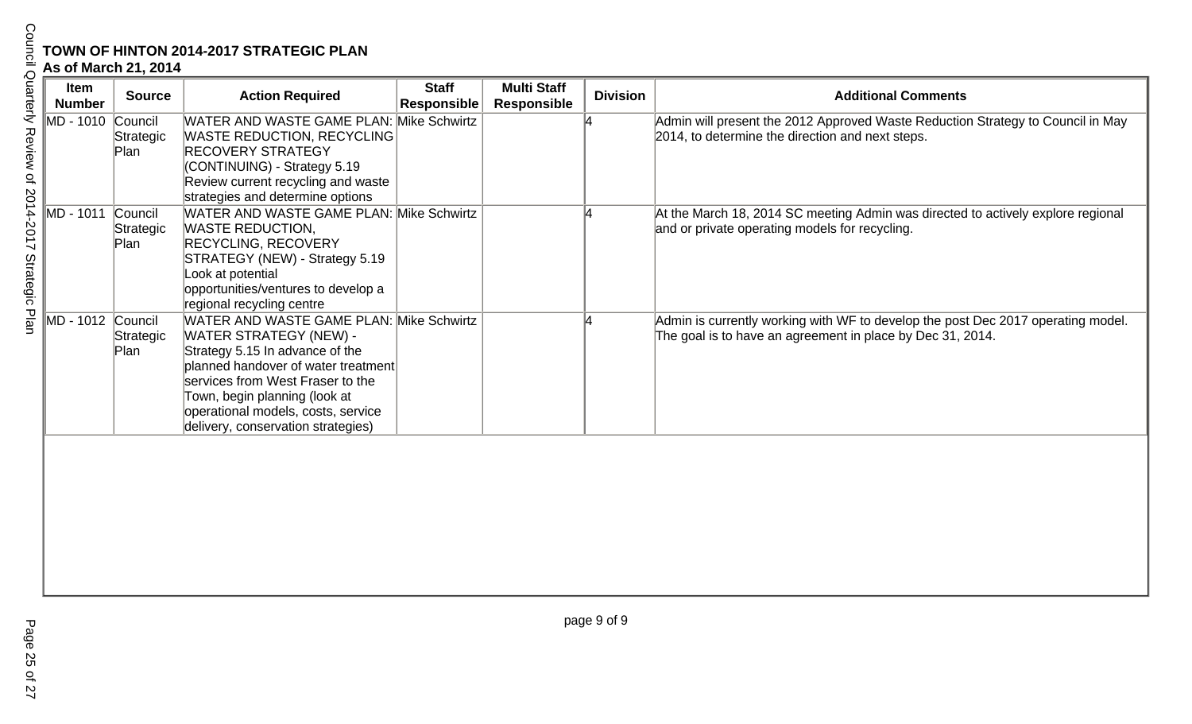**TOWN OF HINTON 2014-2017 STRATEGIC PLAN**
**As of March 21, 2014**

| Item Number | Source | Action Required | Staff Responsible | Multi Staff Responsible | Division | Additional Comments |
|---|---|---|---|---|---|---|
| MD - 1010 | Council Strategic Plan | WATER AND WASTE GAME PLAN: WASTE REDUCTION, RECYCLING RECOVERY STRATEGY (CONTINUING) - Strategy 5.19 Review current recycling and waste strategies and determine options | Mike Schwirtz | | 4 | Admin will present the 2012 Approved Waste Reduction Strategy to Council in May 2014, to determine the direction and next steps. |
| MD - 1011 | Council Strategic Plan | WATER AND WASTE GAME PLAN: WASTE REDUCTION, RECYCLING, RECOVERY STRATEGY (NEW) - Strategy 5.19 Look at potential opportunities/ventures to develop a regional recycling centre | Mike Schwirtz | | 4 | At the March 18, 2014 SC meeting Admin was directed to actively explore regional and or private operating models for recycling. |
| MD - 1012 | Council Strategic Plan | WATER AND WASTE GAME PLAN: WATER STRATEGY (NEW) - Strategy 5.15 In advance of the planned handover of water treatment services from West Fraser to the Town, begin planning (look at operational models, costs, service delivery, conservation strategies) | Mike Schwirtz | | 4 | Admin is currently working with WF to develop the post Dec 2017 operating model. The goal is to have an agreement in place by Dec 31, 2014. |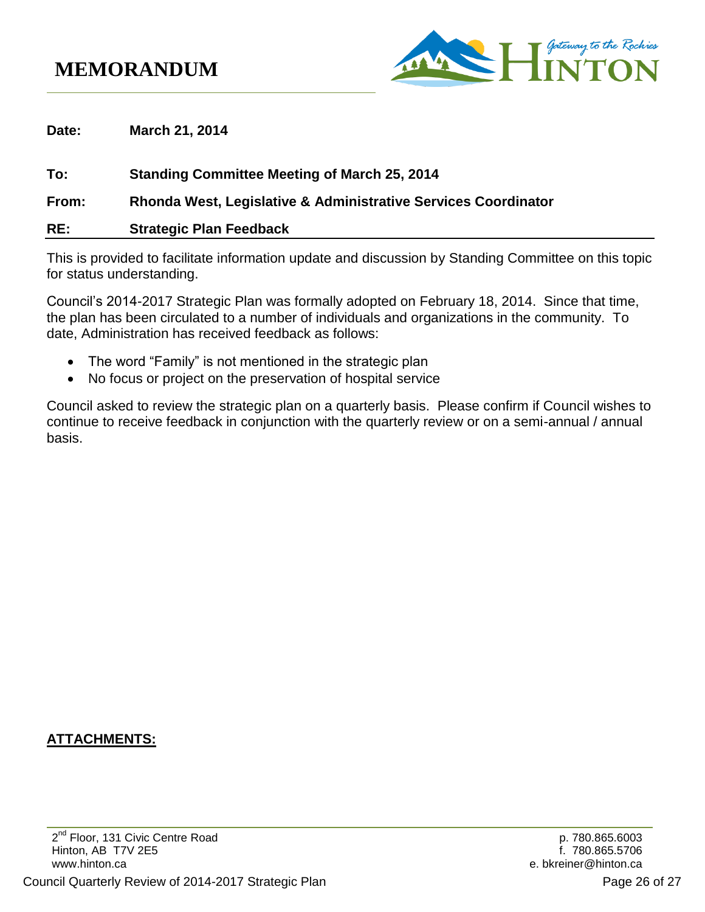# MEMORANDUM

**Date:** **March 21, 2014**

**To:** **Standing Committee Meeting of March 25, 2014**

**From:** **Rhonda West, Legislative & Administrative Services Coordinator**

**RE:** **Strategic Plan Feedback**

This is provided to facilitate information update and discussion by Standing Committee on this topic for status understanding.

Council's 2014-2017 Strategic Plan was formally adopted on February 18, 2014. Since that time, the plan has been circulated to a number of individuals and organizations in the community. To date, Administration has received feedback as follows:

- The word "Family" is not mentioned in the strategic plan
- No focus or project on the preservation of hospital service

Council asked to review the strategic plan on a quarterly basis. Please confirm if Council wishes to continue to receive feedback in conjunction with the quarterly review or on a semi-annual / annual basis.

**ATTACHMENTS:**

2nd Floor, 131 Civic Centre Road
Hinton, AB T7V 2E5
www.hinton.ca

p. 780.865.6003
f. 780.865.5706
e. bkreiner@hinton.ca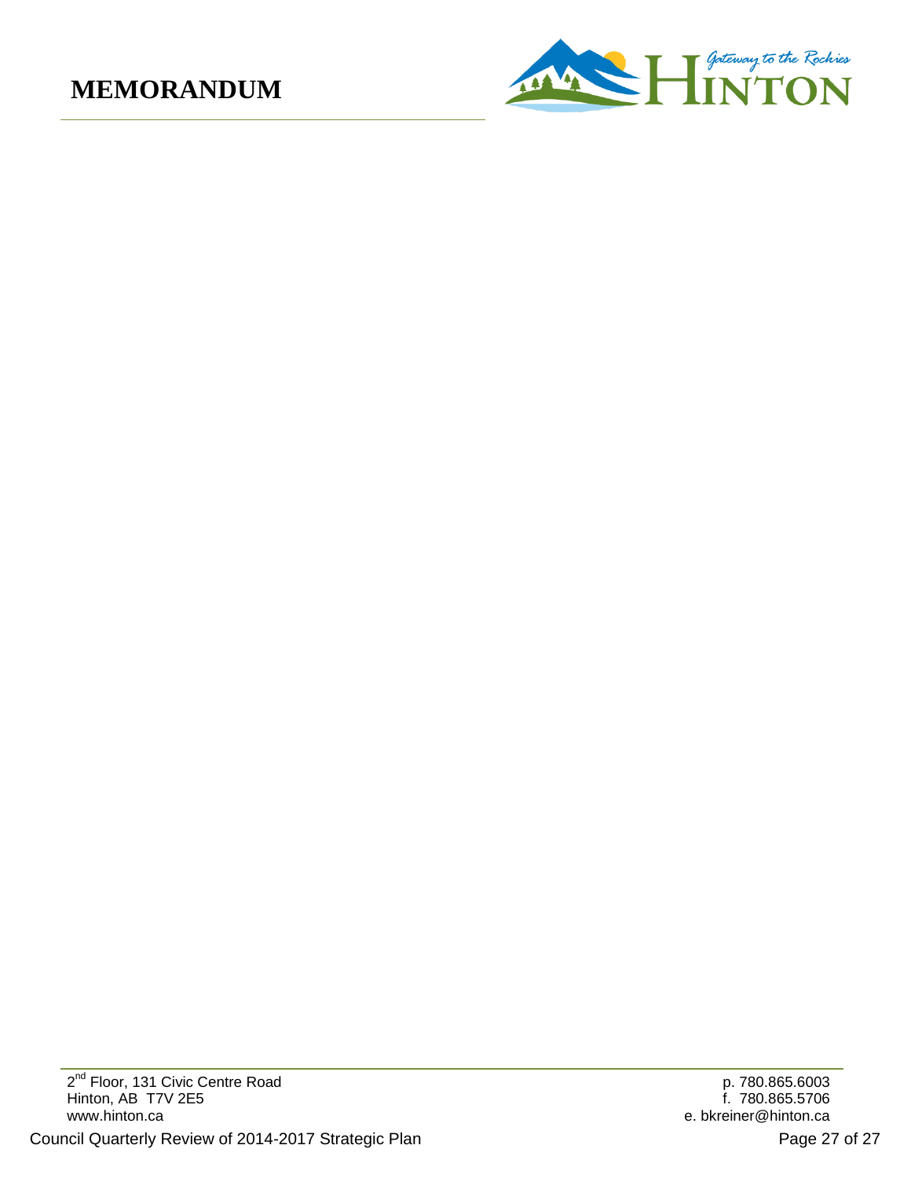# MEMORANDUM

2nd Floor, 131 Civic Centre Road
Hinton, AB T7V 2E5
www.hinton.ca

p. 780.865.6003
f. 780.865.5706
e. bkreiner@hinton.ca